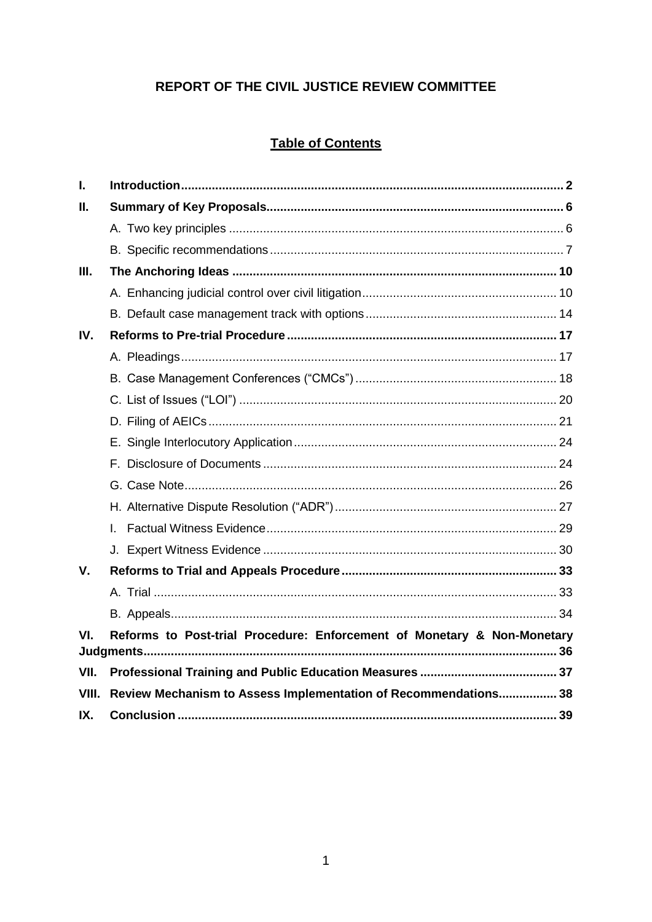# REPORT OF THE CIVIL JUSTICE REVIEW COMMITTEE

## Table of Contents

| | | |
|---|---|---|
| **I.** | **Introduction** | **2** |
| **II.** | **Summary of Key Proposals** | **6** |
| | A. Two key principles | 6 |
| | B. Specific recommendations | 7 |
| **III.** | **The Anchoring Ideas** | **10** |
| | A. Enhancing judicial control over civil litigation | 10 |
| | B. Default case management track with options | 14 |
| **IV.** | **Reforms to Pre-trial Procedure** | **17** |
| | A. Pleadings | 17 |
| | B. Case Management Conferences ("CMCs") | 18 |
| | C. List of Issues ("LOI") | 20 |
| | D. Filing of AEICs | 21 |
| | E. Single Interlocutory Application | 24 |
| | F. Disclosure of Documents | 24 |
| | G. Case Note | 26 |
| | H. Alternative Dispute Resolution ("ADR") | 27 |
| | I. Factual Witness Evidence | 29 |
| | J. Expert Witness Evidence | 30 |
| **V.** | **Reforms to Trial and Appeals Procedure** | **33** |
| | A. Trial | 33 |
| | B. Appeals | 34 |
| **VI.** | **Reforms to Post-trial Procedure: Enforcement of Monetary & Non-Monetary Judgments** | **36** |
| **VII.** | **Professional Training and Public Education Measures** | **37** |
| **VIII.** | **Review Mechanism to Assess Implementation of Recommendations** | **38** |
| **IX.** | **Conclusion** | **39** |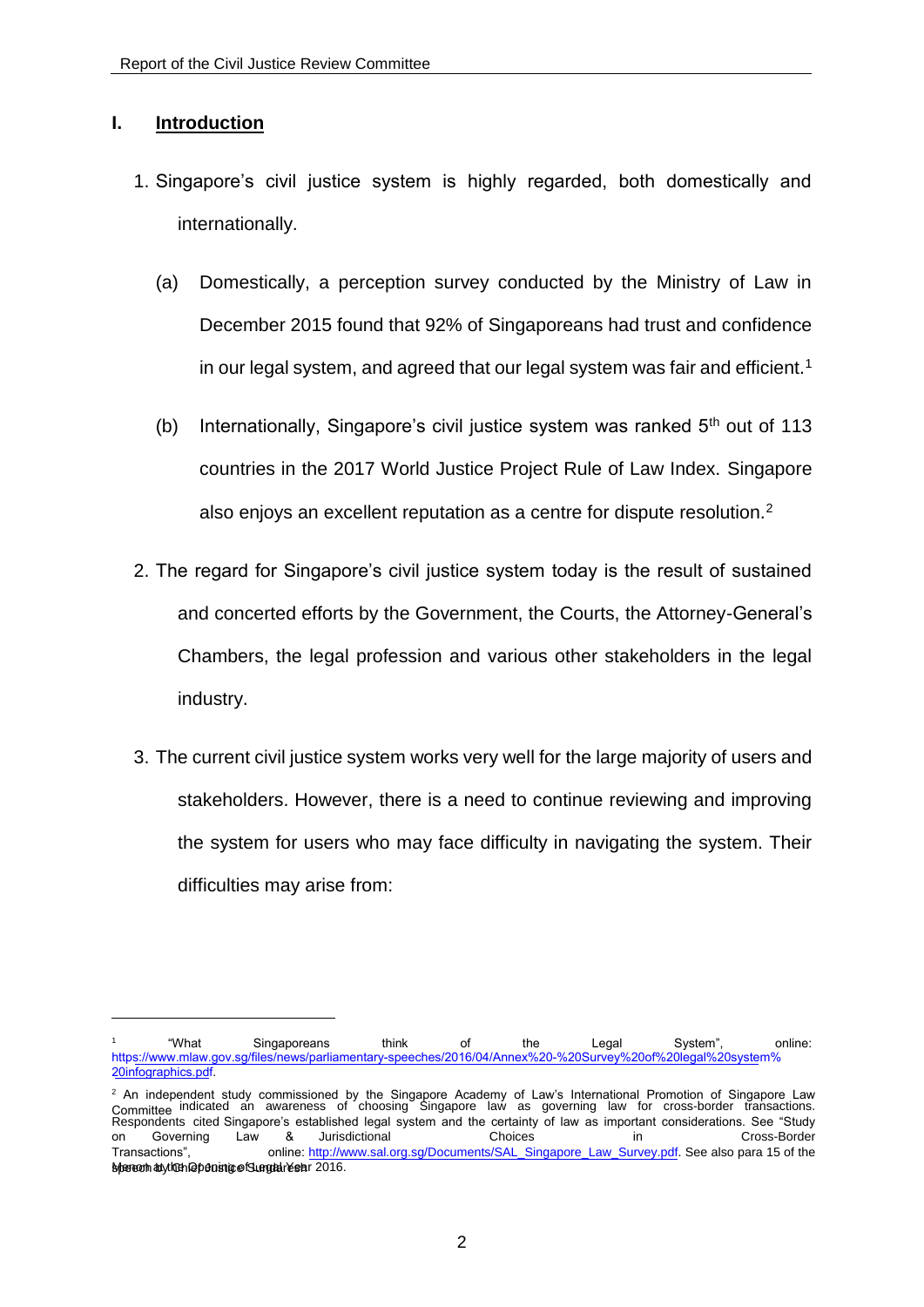## I. Introduction

1. Singapore's civil justice system is highly regarded, both domestically and internationally.

   (a) Domestically, a perception survey conducted by the Ministry of Law in December 2015 found that 92% of Singaporeans had trust and confidence in our legal system, and agreed that our legal system was fair and efficient.[1]

   (b) Internationally, Singapore's civil justice system was ranked 5th out of 113 countries in the 2017 World Justice Project Rule of Law Index. Singapore also enjoys an excellent reputation as a centre for dispute resolution.[2]

2. The regard for Singapore's civil justice system today is the result of sustained and concerted efforts by the Government, the Courts, the Attorney-General's Chambers, the legal profession and various other stakeholders in the legal industry.

3. The current civil justice system works very well for the large majority of users and stakeholders. However, there is a need to continue reviewing and improving the system for users who may face difficulty in navigating the system. Their difficulties may arise from:

---

[1] "What Singaporeans think of the Legal System", online: https://www.mlaw.gov.sg/files/news/parliamentary-speeches/2016/04/Annex%20-%20Survey%20of%20legal%20system%20infographics.pdf.

[2] An independent study commissioned by the Singapore Academy of Law's International Promotion of Singapore Law Committee indicated an awareness of choosing Singapore law as governing law for cross-border transactions. Respondents cited Singapore's established legal system and the certainty of law as important considerations. See "Study on Governing Law & Jurisdictional Choices in Cross-Border Transactions", online: http://www.sal.org.sg/Documents/SAL_Singapore_Law_Survey.pdf. See also para 15 of the Speech by the Chief Justice at the Opening of Legal Year 2016.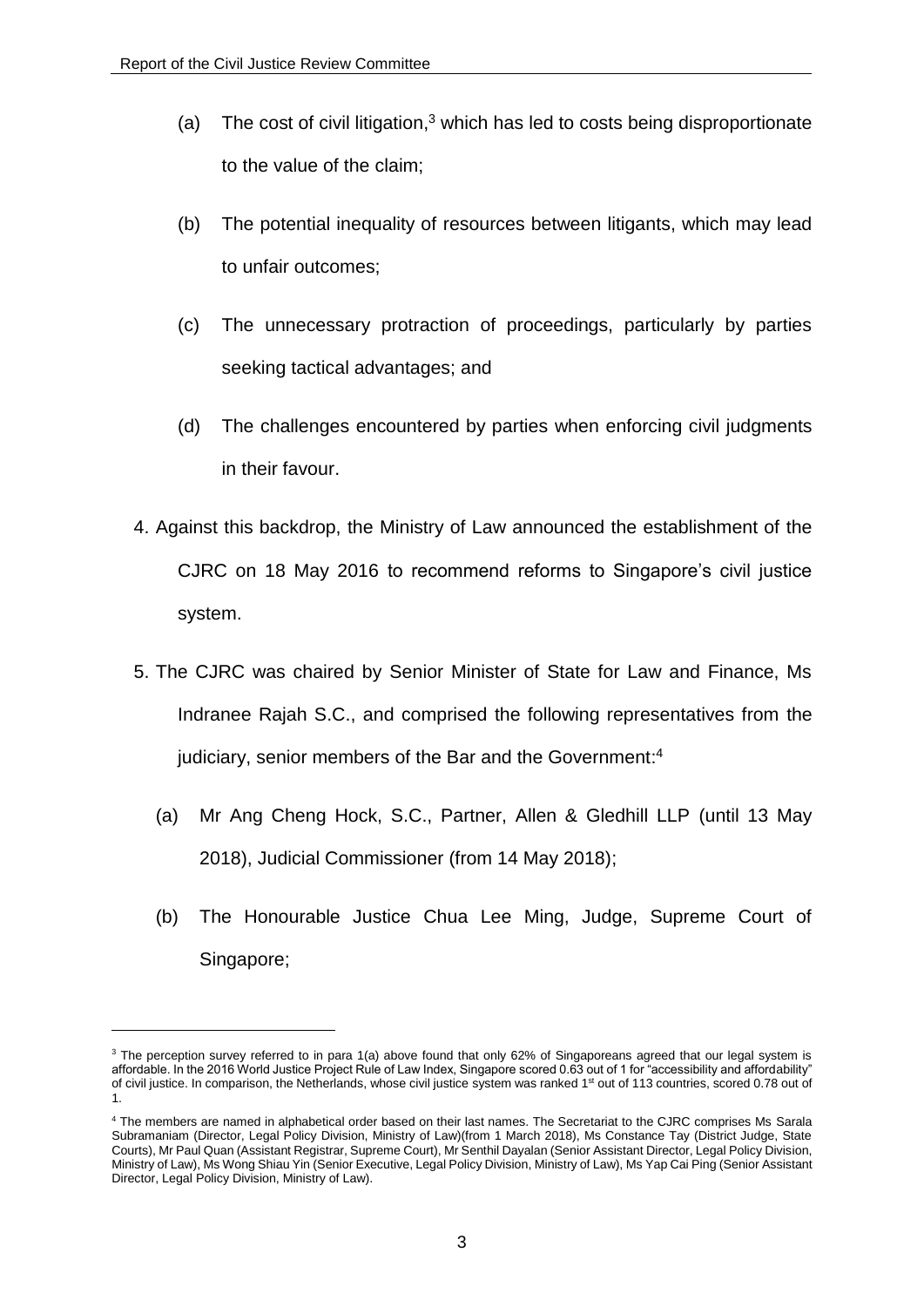(a) The cost of civil litigation,[3] which has led to costs being disproportionate to the value of the claim;

(b) The potential inequality of resources between litigants, which may lead to unfair outcomes;

(c) The unnecessary protraction of proceedings, particularly by parties seeking tactical advantages; and

(d) The challenges encountered by parties when enforcing civil judgments in their favour.

4. Against this backdrop, the Ministry of Law announced the establishment of the CJRC on 18 May 2016 to recommend reforms to Singapore's civil justice system.

5. The CJRC was chaired by Senior Minister of State for Law and Finance, Ms Indranee Rajah S.C., and comprised the following representatives from the judiciary, senior members of the Bar and the Government:[4]

   (a) Mr Ang Cheng Hock, S.C., Partner, Allen & Gledhill LLP (until 13 May 2018), Judicial Commissioner (from 14 May 2018);

   (b) The Honourable Justice Chua Lee Ming, Judge, Supreme Court of Singapore;

---

[3] The perception survey referred to in para 1(a) above found that only 62% of Singaporeans agreed that our legal system is affordable. In the 2016 World Justice Project Rule of Law Index, Singapore scored 0.63 out of 1 for "accessibility and affordability" of civil justice. In comparison, the Netherlands, whose civil justice system was ranked 1st out of 113 countries, scored 0.78 out of 1.

[4] The members are named in alphabetical order based on their last names. The Secretariat to the CJRC comprises Ms Sarala Subramaniam (Director, Legal Policy Division, Ministry of Law)(from 1 March 2018), Ms Constance Tay (District Judge, State Courts), Mr Paul Quan (Assistant Registrar, Supreme Court), Mr Senthil Dayalan (Senior Assistant Director, Legal Policy Division, Ministry of Law), Ms Wong Shiau Yin (Senior Executive, Legal Policy Division, Ministry of Law), Ms Yap Cai Ping (Senior Assistant Director, Legal Policy Division, Ministry of Law).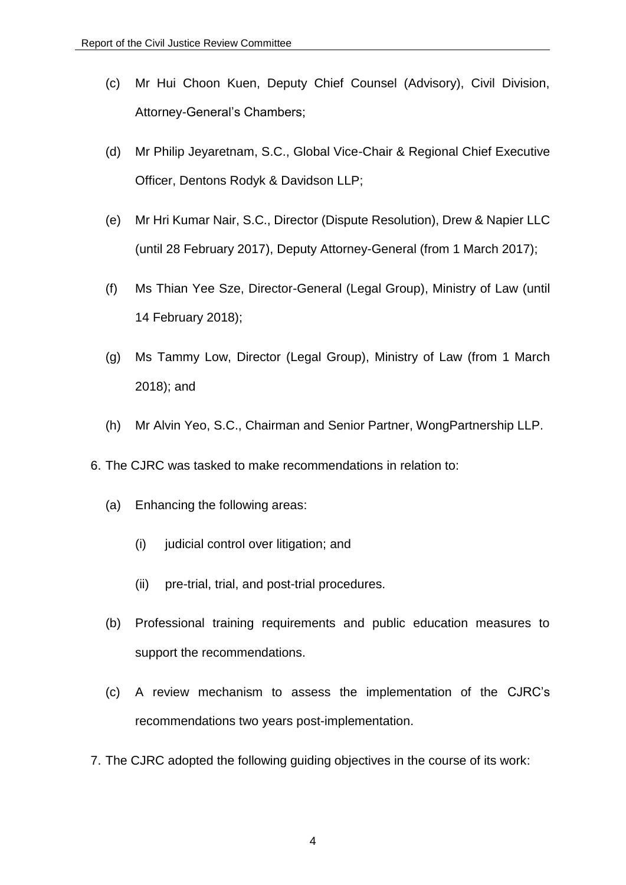(c) Mr Hui Choon Kuen, Deputy Chief Counsel (Advisory), Civil Division, Attorney-General's Chambers;

(d) Mr Philip Jeyaretnam, S.C., Global Vice-Chair & Regional Chief Executive Officer, Dentons Rodyk & Davidson LLP;

(e) Mr Hri Kumar Nair, S.C., Director (Dispute Resolution), Drew & Napier LLC (until 28 February 2017), Deputy Attorney-General (from 1 March 2017);

(f) Ms Thian Yee Sze, Director-General (Legal Group), Ministry of Law (until 14 February 2018);

(g) Ms Tammy Low, Director (Legal Group), Ministry of Law (from 1 March 2018); and

(h) Mr Alvin Yeo, S.C., Chairman and Senior Partner, WongPartnership LLP.

6. The CJRC was tasked to make recommendations in relation to:

   (a) Enhancing the following areas:

      (i) judicial control over litigation; and

      (ii) pre-trial, trial, and post-trial procedures.

   (b) Professional training requirements and public education measures to support the recommendations.

   (c) A review mechanism to assess the implementation of the CJRC's recommendations two years post-implementation.

7. The CJRC adopted the following guiding objectives in the course of its work: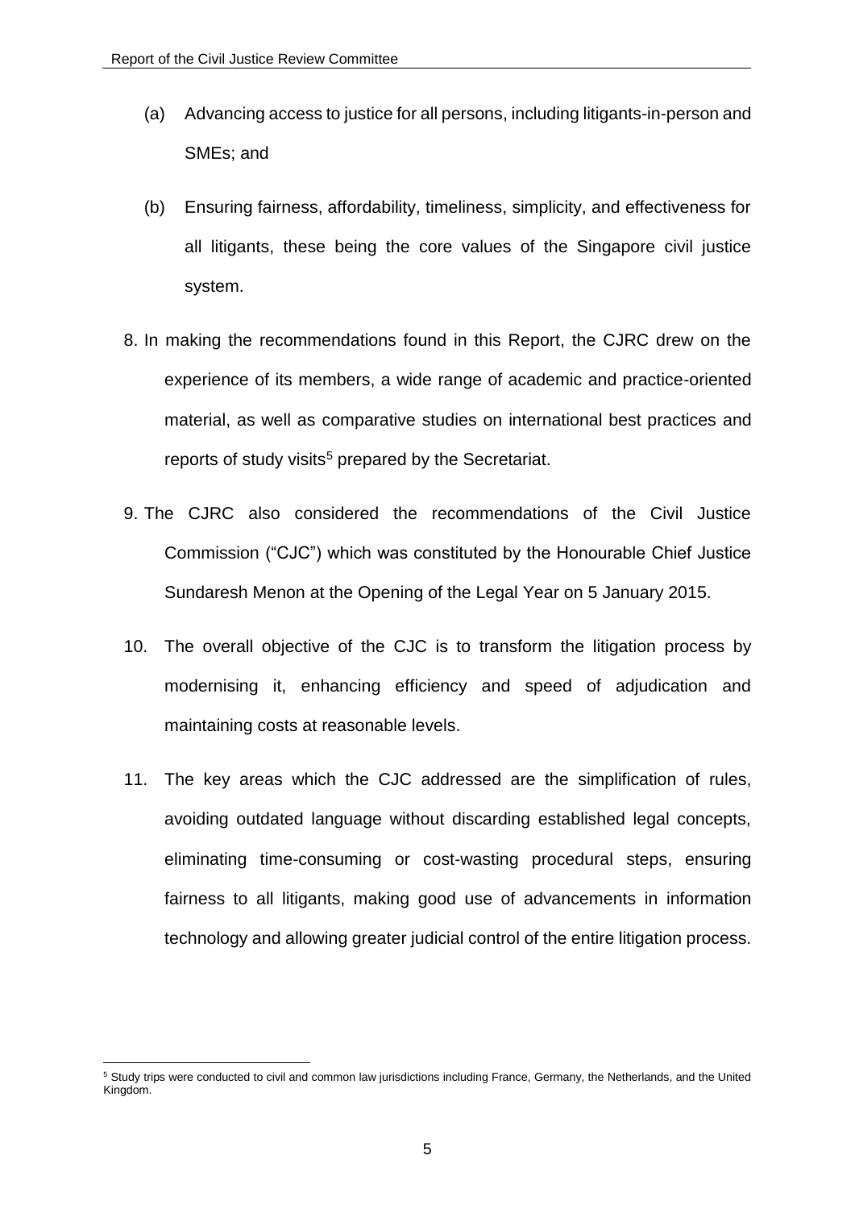(a) Advancing access to justice for all persons, including litigants-in-person and SMEs; and

(b) Ensuring fairness, affordability, timeliness, simplicity, and effectiveness for all litigants, these being the core values of the Singapore civil justice system.

8. In making the recommendations found in this Report, the CJRC drew on the experience of its members, a wide range of academic and practice-oriented material, as well as comparative studies on international best practices and reports of study visits[5] prepared by the Secretariat.

9. The CJRC also considered the recommendations of the Civil Justice Commission ("CJC") which was constituted by the Honourable Chief Justice Sundaresh Menon at the Opening of the Legal Year on 5 January 2015.

10. The overall objective of the CJC is to transform the litigation process by modernising it, enhancing efficiency and speed of adjudication and maintaining costs at reasonable levels.

11. The key areas which the CJC addressed are the simplification of rules, avoiding outdated language without discarding established legal concepts, eliminating time-consuming or cost-wasting procedural steps, ensuring fairness to all litigants, making good use of advancements in information technology and allowing greater judicial control of the entire litigation process.

[5] Study trips were conducted to civil and common law jurisdictions including France, Germany, the Netherlands, and the United Kingdom.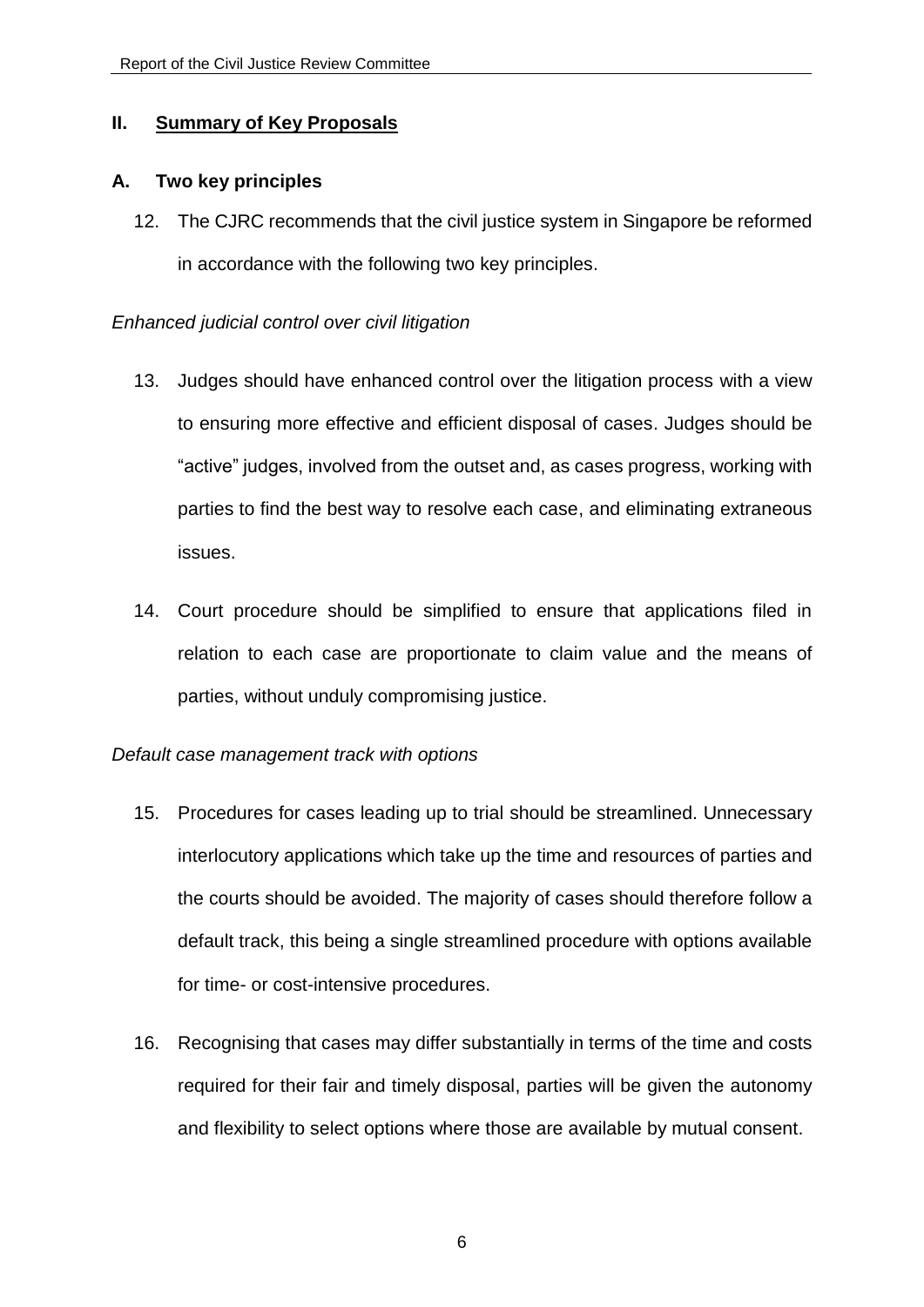## II. Summary of Key Proposals

### A. Two key principles

12. The CJRC recommends that the civil justice system in Singapore be reformed in accordance with the following two key principles.

*Enhanced judicial control over civil litigation*

13. Judges should have enhanced control over the litigation process with a view to ensuring more effective and efficient disposal of cases. Judges should be "active" judges, involved from the outset and, as cases progress, working with parties to find the best way to resolve each case, and eliminating extraneous issues.

14. Court procedure should be simplified to ensure that applications filed in relation to each case are proportionate to claim value and the means of parties, without unduly compromising justice.

*Default case management track with options*

15. Procedures for cases leading up to trial should be streamlined. Unnecessary interlocutory applications which take up the time and resources of parties and the courts should be avoided. The majority of cases should therefore follow a default track, this being a single streamlined procedure with options available for time- or cost-intensive procedures.

16. Recognising that cases may differ substantially in terms of the time and costs required for their fair and timely disposal, parties will be given the autonomy and flexibility to select options where those are available by mutual consent.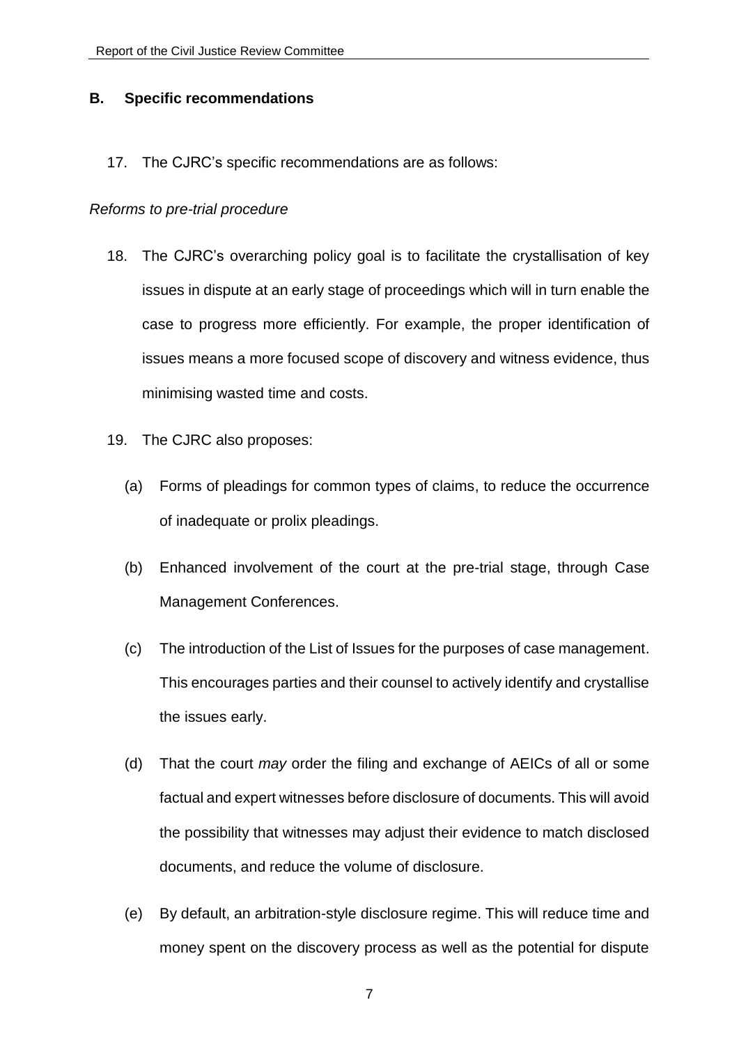## B. Specific recommendations

17. The CJRC's specific recommendations are as follows:

*Reforms to pre-trial procedure*

18. The CJRC's overarching policy goal is to facilitate the crystallisation of key issues in dispute at an early stage of proceedings which will in turn enable the case to progress more efficiently. For example, the proper identification of issues means a more focused scope of discovery and witness evidence, thus minimising wasted time and costs.

19. The CJRC also proposes:

    (a) Forms of pleadings for common types of claims, to reduce the occurrence of inadequate or prolix pleadings.

    (b) Enhanced involvement of the court at the pre-trial stage, through Case Management Conferences.

    (c) The introduction of the List of Issues for the purposes of case management. This encourages parties and their counsel to actively identify and crystallise the issues early.

    (d) That the court *may* order the filing and exchange of AEICs of all or some factual and expert witnesses before disclosure of documents. This will avoid the possibility that witnesses may adjust their evidence to match disclosed documents, and reduce the volume of disclosure.

    (e) By default, an arbitration-style disclosure regime. This will reduce time and money spent on the discovery process as well as the potential for dispute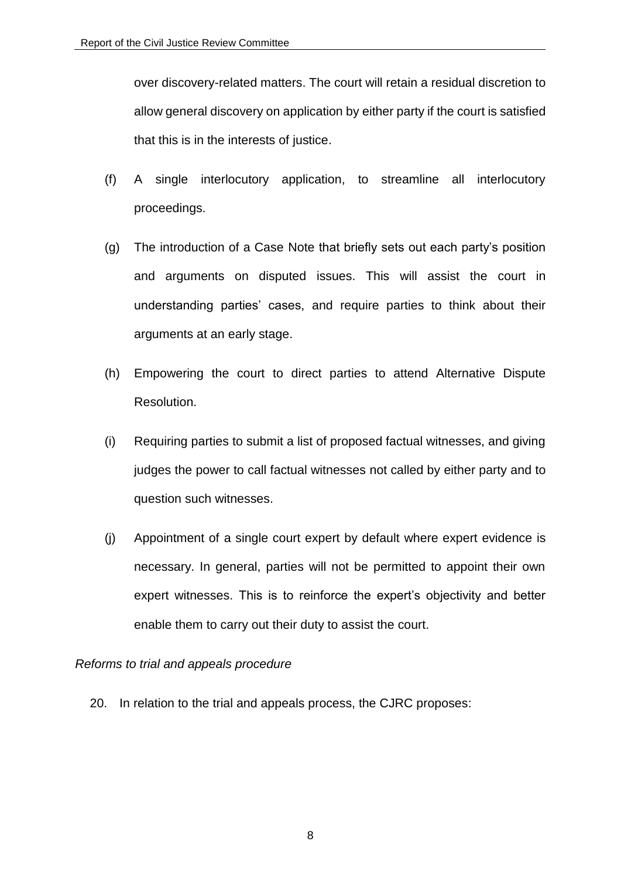over discovery-related matters. The court will retain a residual discretion to allow general discovery on application by either party if the court is satisfied that this is in the interests of justice.

(f) A single interlocutory application, to streamline all interlocutory proceedings.

(g) The introduction of a Case Note that briefly sets out each party's position and arguments on disputed issues. This will assist the court in understanding parties' cases, and require parties to think about their arguments at an early stage.

(h) Empowering the court to direct parties to attend Alternative Dispute Resolution.

(i) Requiring parties to submit a list of proposed factual witnesses, and giving judges the power to call factual witnesses not called by either party and to question such witnesses.

(j) Appointment of a single court expert by default where expert evidence is necessary. In general, parties will not be permitted to appoint their own expert witnesses. This is to reinforce the expert's objectivity and better enable them to carry out their duty to assist the court.

*Reforms to trial and appeals procedure*

20. In relation to the trial and appeals process, the CJRC proposes: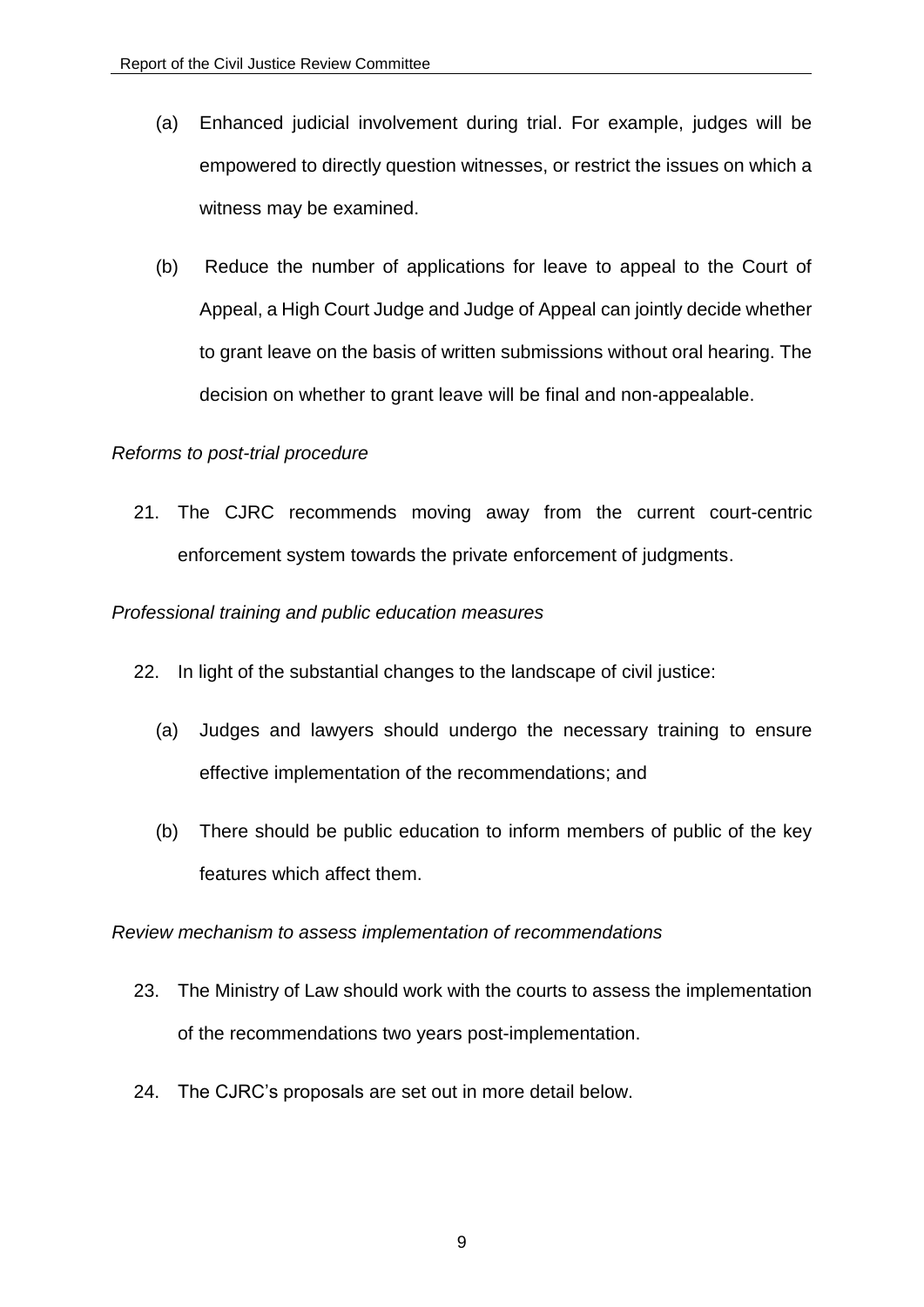(a) Enhanced judicial involvement during trial. For example, judges will be empowered to directly question witnesses, or restrict the issues on which a witness may be examined.

(b) Reduce the number of applications for leave to appeal to the Court of Appeal, a High Court Judge and Judge of Appeal can jointly decide whether to grant leave on the basis of written submissions without oral hearing. The decision on whether to grant leave will be final and non-appealable.

*Reforms to post-trial procedure*

21. The CJRC recommends moving away from the current court-centric enforcement system towards the private enforcement of judgments.

*Professional training and public education measures*

22. In light of the substantial changes to the landscape of civil justice:

    (a) Judges and lawyers should undergo the necessary training to ensure effective implementation of the recommendations; and

    (b) There should be public education to inform members of public of the key features which affect them.

*Review mechanism to assess implementation of recommendations*

23. The Ministry of Law should work with the courts to assess the implementation of the recommendations two years post-implementation.

24. The CJRC's proposals are set out in more detail below.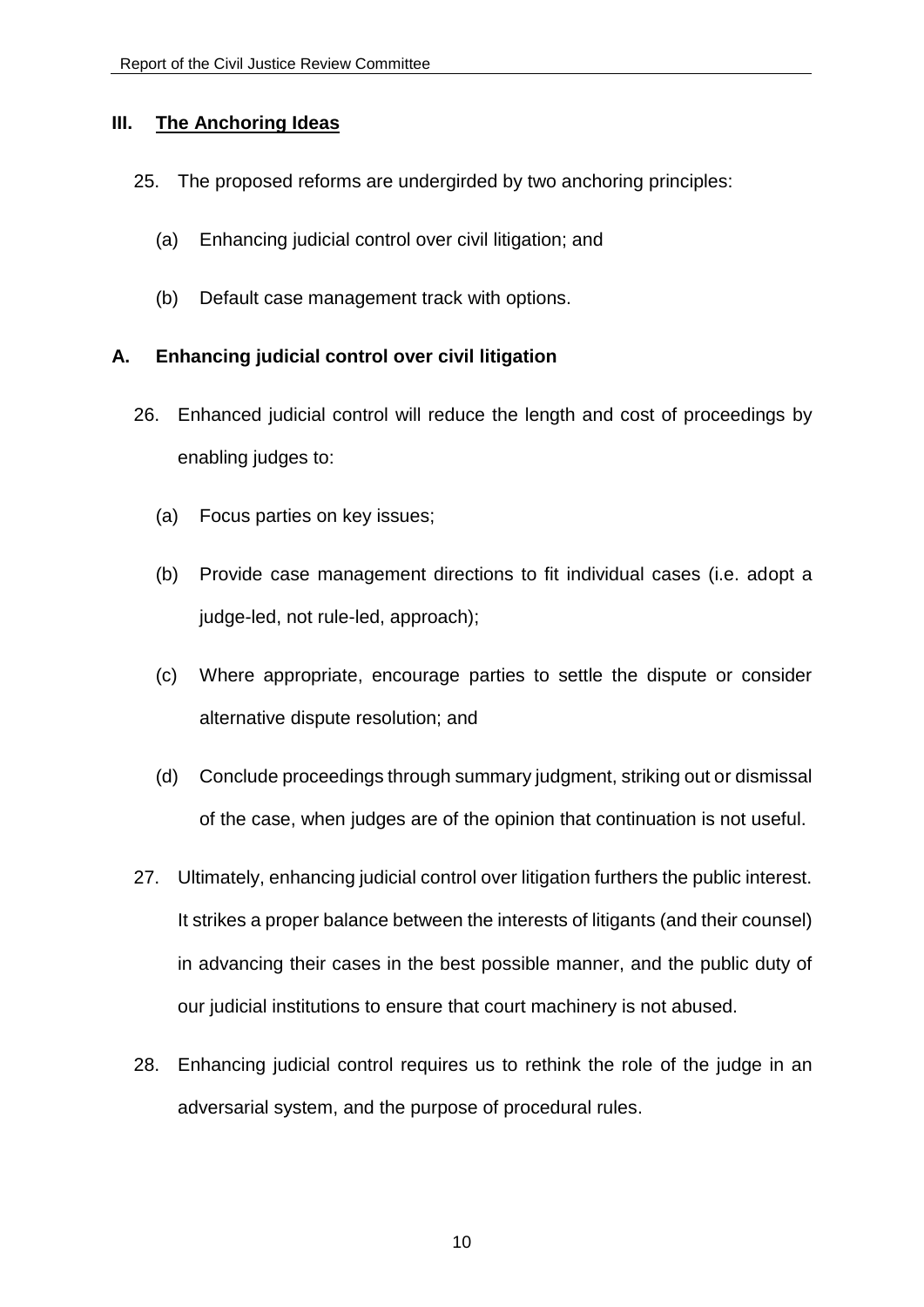## III. The Anchoring Ideas

25. The proposed reforms are undergirded by two anchoring principles:

    (a) Enhancing judicial control over civil litigation; and

    (b) Default case management track with options.

### A. Enhancing judicial control over civil litigation

26. Enhanced judicial control will reduce the length and cost of proceedings by enabling judges to:

    (a) Focus parties on key issues;

    (b) Provide case management directions to fit individual cases (i.e. adopt a judge-led, not rule-led, approach);

    (c) Where appropriate, encourage parties to settle the dispute or consider alternative dispute resolution; and

    (d) Conclude proceedings through summary judgment, striking out or dismissal of the case, when judges are of the opinion that continuation is not useful.

27. Ultimately, enhancing judicial control over litigation furthers the public interest. It strikes a proper balance between the interests of litigants (and their counsel) in advancing their cases in the best possible manner, and the public duty of our judicial institutions to ensure that court machinery is not abused.

28. Enhancing judicial control requires us to rethink the role of the judge in an adversarial system, and the purpose of procedural rules.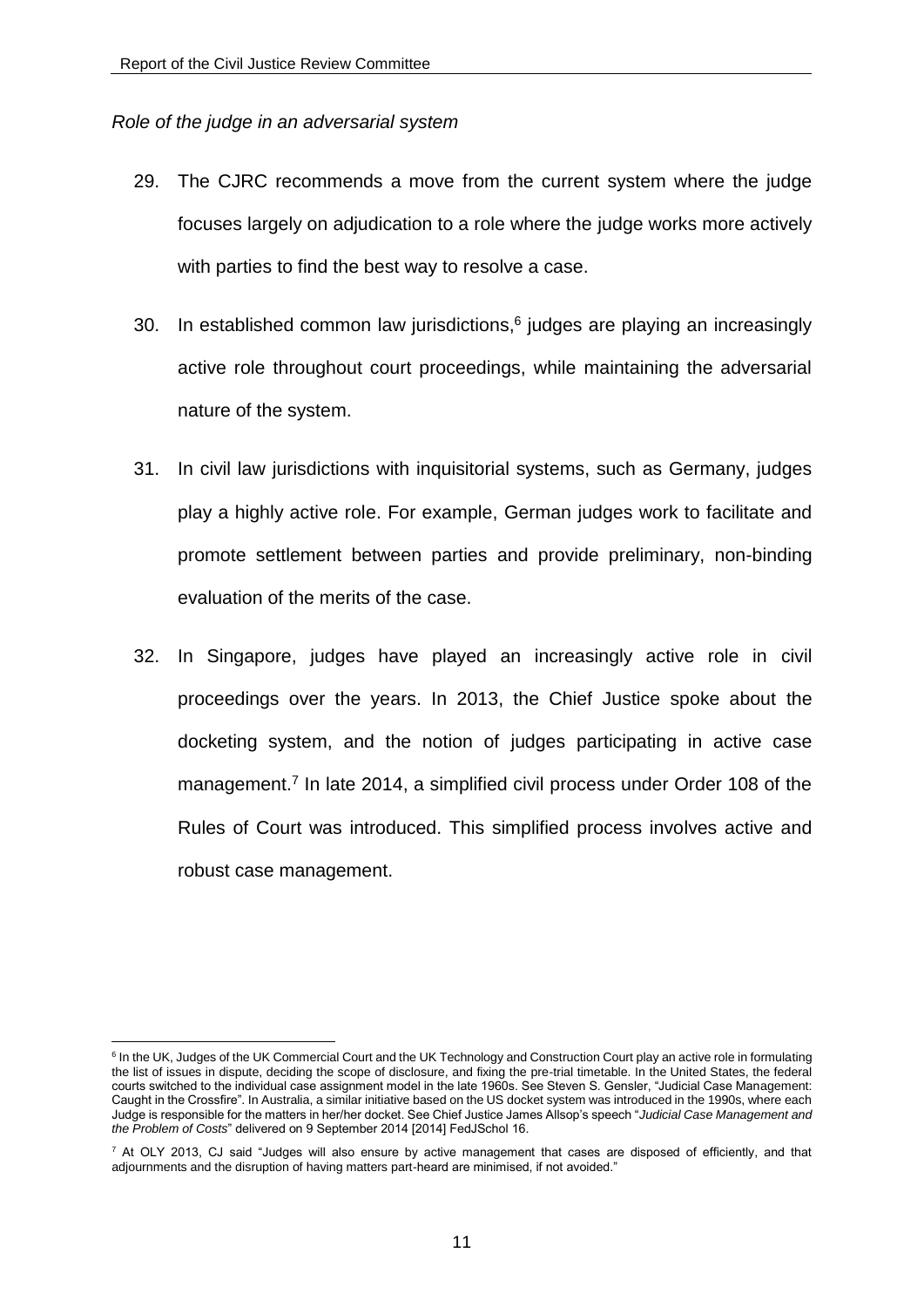*Role of the judge in an adversarial system*

29. The CJRC recommends a move from the current system where the judge focuses largely on adjudication to a role where the judge works more actively with parties to find the best way to resolve a case.

30. In established common law jurisdictions,[6] judges are playing an increasingly active role throughout court proceedings, while maintaining the adversarial nature of the system.

31. In civil law jurisdictions with inquisitorial systems, such as Germany, judges play a highly active role. For example, German judges work to facilitate and promote settlement between parties and provide preliminary, non-binding evaluation of the merits of the case.

32. In Singapore, judges have played an increasingly active role in civil proceedings over the years. In 2013, the Chief Justice spoke about the docketing system, and the notion of judges participating in active case management.[7] In late 2014, a simplified civil process under Order 108 of the Rules of Court was introduced. This simplified process involves active and robust case management.

---

[6] In the UK, Judges of the UK Commercial Court and the UK Technology and Construction Court play an active role in formulating the list of issues in dispute, deciding the scope of disclosure, and fixing the pre-trial timetable. In the United States, the federal courts switched to the individual case assignment model in the late 1960s. See Steven S. Gensler, "Judicial Case Management: Caught in the Crossfire". In Australia, a similar initiative based on the US docket system was introduced in the 1990s, where each Judge is responsible for the matters in her/her docket. See Chief Justice James Allsop's speech "*Judicial Case Management and the Problem of Costs*" delivered on 9 September 2014 [2014] FedJSchol 16.

[7] At OLY 2013, CJ said "Judges will also ensure by active management that cases are disposed of efficiently, and that adjournments and the disruption of having matters part-heard are minimised, if not avoided."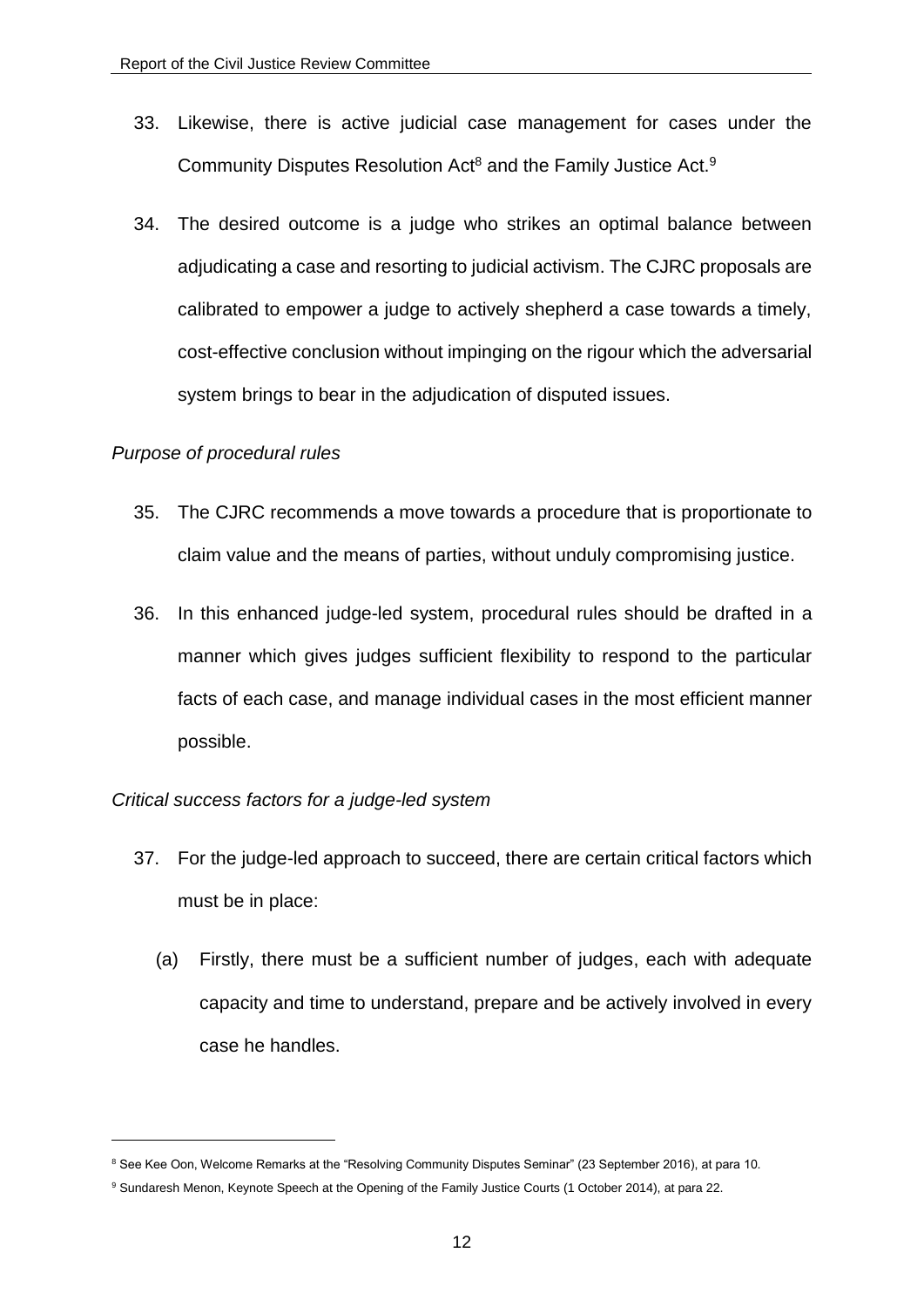33. Likewise, there is active judicial case management for cases under the Community Disputes Resolution Act[8] and the Family Justice Act.[9]

34. The desired outcome is a judge who strikes an optimal balance between adjudicating a case and resorting to judicial activism. The CJRC proposals are calibrated to empower a judge to actively shepherd a case towards a timely, cost-effective conclusion without impinging on the rigour which the adversarial system brings to bear in the adjudication of disputed issues.

*Purpose of procedural rules*

35. The CJRC recommends a move towards a procedure that is proportionate to claim value and the means of parties, without unduly compromising justice.

36. In this enhanced judge-led system, procedural rules should be drafted in a manner which gives judges sufficient flexibility to respond to the particular facts of each case, and manage individual cases in the most efficient manner possible.

*Critical success factors for a judge-led system*

37. For the judge-led approach to succeed, there are certain critical factors which must be in place:

    (a) Firstly, there must be a sufficient number of judges, each with adequate capacity and time to understand, prepare and be actively involved in every case he handles.

---

[8] See Kee Oon, Welcome Remarks at the "Resolving Community Disputes Seminar" (23 September 2016), at para 10.

[9] Sundaresh Menon, Keynote Speech at the Opening of the Family Justice Courts (1 October 2014), at para 22.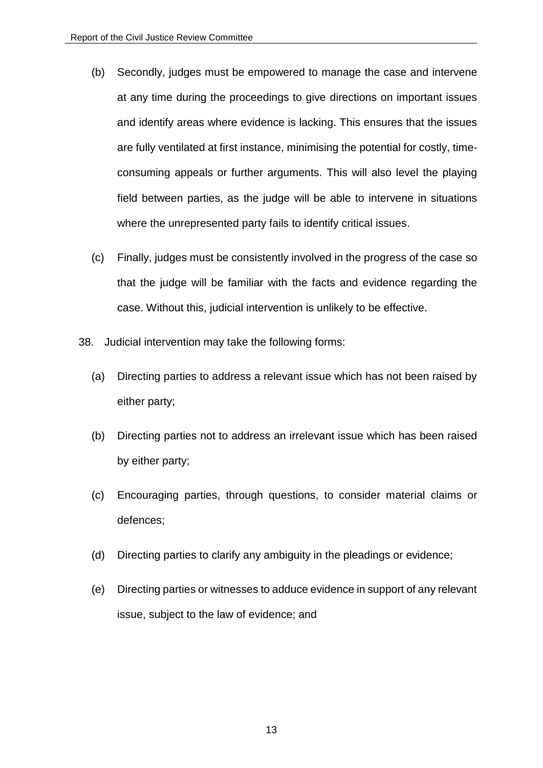(b) Secondly, judges must be empowered to manage the case and intervene at any time during the proceedings to give directions on important issues and identify areas where evidence is lacking. This ensures that the issues are fully ventilated at first instance, minimising the potential for costly, time-consuming appeals or further arguments. This will also level the playing field between parties, as the judge will be able to intervene in situations where the unrepresented party fails to identify critical issues.

(c) Finally, judges must be consistently involved in the progress of the case so that the judge will be familiar with the facts and evidence regarding the case. Without this, judicial intervention is unlikely to be effective.

38. Judicial intervention may take the following forms:

(a) Directing parties to address a relevant issue which has not been raised by either party;

(b) Directing parties not to address an irrelevant issue which has been raised by either party;

(c) Encouraging parties, through questions, to consider material claims or defences;

(d) Directing parties to clarify any ambiguity in the pleadings or evidence;

(e) Directing parties or witnesses to adduce evidence in support of any relevant issue, subject to the law of evidence; and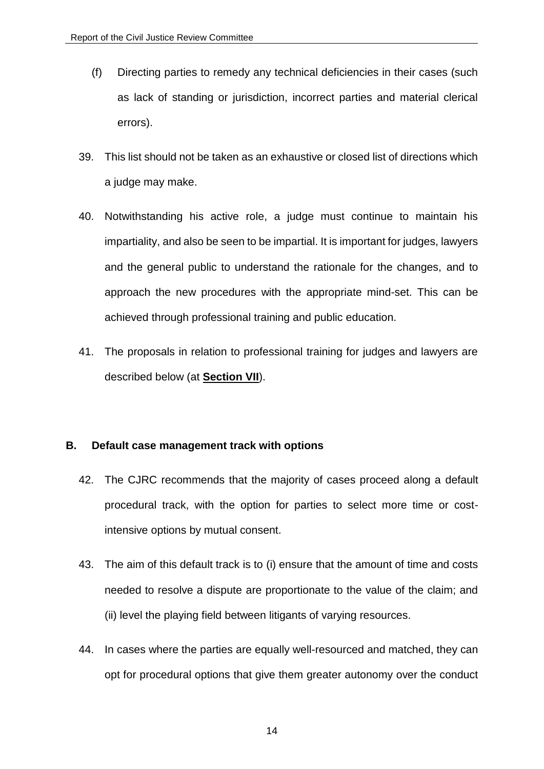(f) Directing parties to remedy any technical deficiencies in their cases (such as lack of standing or jurisdiction, incorrect parties and material clerical errors).

39. This list should not be taken as an exhaustive or closed list of directions which a judge may make.

40. Notwithstanding his active role, a judge must continue to maintain his impartiality, and also be seen to be impartial. It is important for judges, lawyers and the general public to understand the rationale for the changes, and to approach the new procedures with the appropriate mind-set. This can be achieved through professional training and public education.

41. The proposals in relation to professional training for judges and lawyers are described below (at **Section VII**).

### B. Default case management track with options

42. The CJRC recommends that the majority of cases proceed along a default procedural track, with the option for parties to select more time or cost-intensive options by mutual consent.

43. The aim of this default track is to (i) ensure that the amount of time and costs needed to resolve a dispute are proportionate to the value of the claim; and (ii) level the playing field between litigants of varying resources.

44. In cases where the parties are equally well-resourced and matched, they can opt for procedural options that give them greater autonomy over the conduct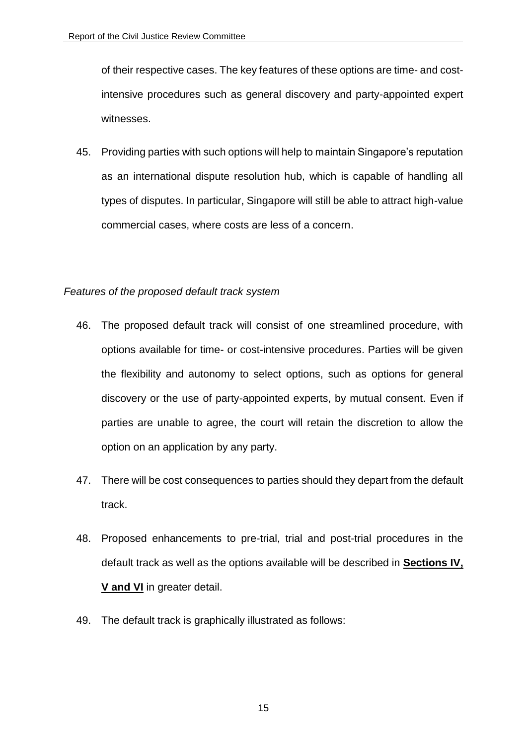of their respective cases. The key features of these options are time- and cost-intensive procedures such as general discovery and party-appointed expert witnesses.

45. Providing parties with such options will help to maintain Singapore's reputation as an international dispute resolution hub, which is capable of handling all types of disputes. In particular, Singapore will still be able to attract high-value commercial cases, where costs are less of a concern.

*Features of the proposed default track system*

46. The proposed default track will consist of one streamlined procedure, with options available for time- or cost-intensive procedures. Parties will be given the flexibility and autonomy to select options, such as options for general discovery or the use of party-appointed experts, by mutual consent. Even if parties are unable to agree, the court will retain the discretion to allow the option on an application by any party.

47. There will be cost consequences to parties should they depart from the default track.

48. Proposed enhancements to pre-trial, trial and post-trial procedures in the default track as well as the options available will be described in **Sections IV, V and VI** in greater detail.

49. The default track is graphically illustrated as follows: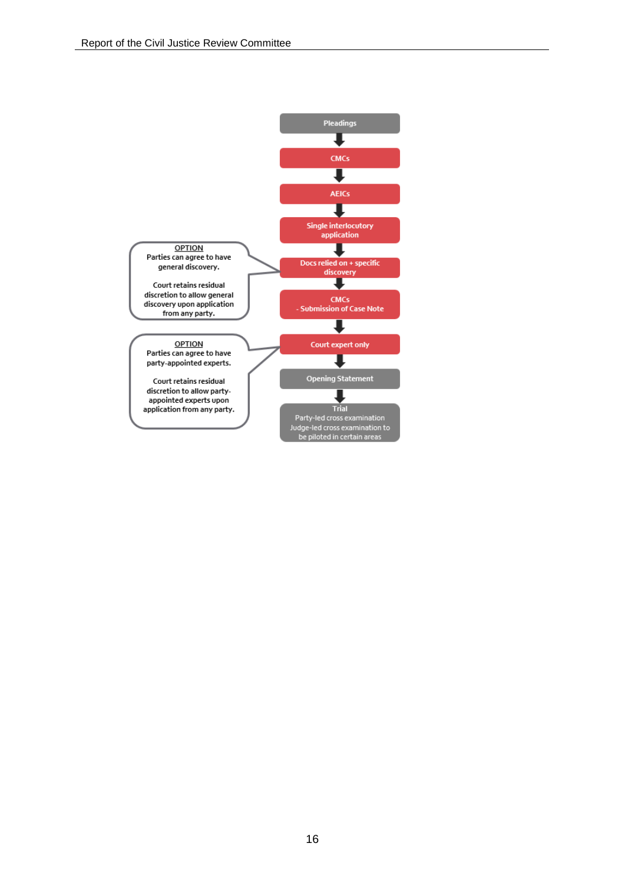Pleadings

↓

CMCs

↓

AEICs

↓

Single interlocutory application

↓

Docs relied on + specific discovery

> OPTION
> Parties can agree to have general discovery.
>
> Court retains residual discretion to allow general discovery upon application from any party.

↓

CMCs
- Submission of Case Note

↓

Court expert only

> OPTION
> Parties can agree to have party-appointed experts.
>
> Court retains residual discretion to allow party-appointed experts upon application from any party.

↓

Opening Statement

↓

Trial
Party-led cross examination
Judge-led cross examination to be piloted in certain areas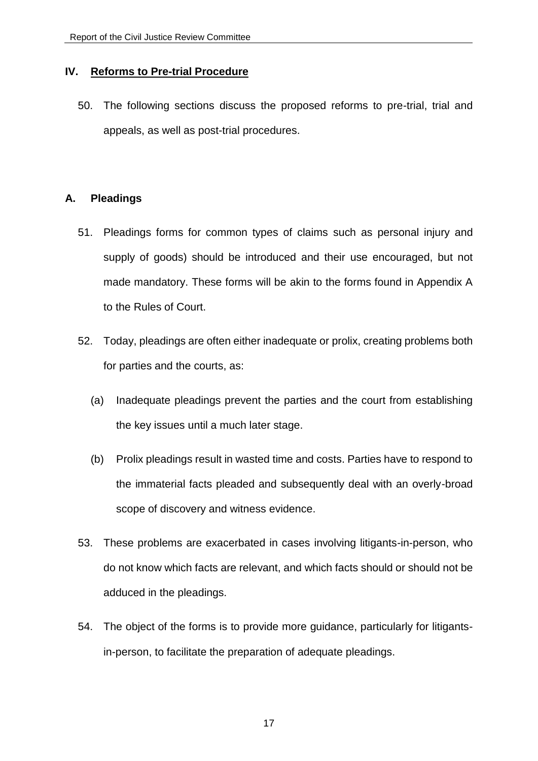## IV. Reforms to Pre-trial Procedure

50. The following sections discuss the proposed reforms to pre-trial, trial and appeals, as well as post-trial procedures.

### A. Pleadings

51. Pleadings forms for common types of claims such as personal injury and supply of goods) should be introduced and their use encouraged, but not made mandatory. These forms will be akin to the forms found in Appendix A to the Rules of Court.

52. Today, pleadings are often either inadequate or prolix, creating problems both for parties and the courts, as:

    (a) Inadequate pleadings prevent the parties and the court from establishing the key issues until a much later stage.

    (b) Prolix pleadings result in wasted time and costs. Parties have to respond to the immaterial facts pleaded and subsequently deal with an overly-broad scope of discovery and witness evidence.

53. These problems are exacerbated in cases involving litigants-in-person, who do not know which facts are relevant, and which facts should or should not be adduced in the pleadings.

54. The object of the forms is to provide more guidance, particularly for litigants-in-person, to facilitate the preparation of adequate pleadings.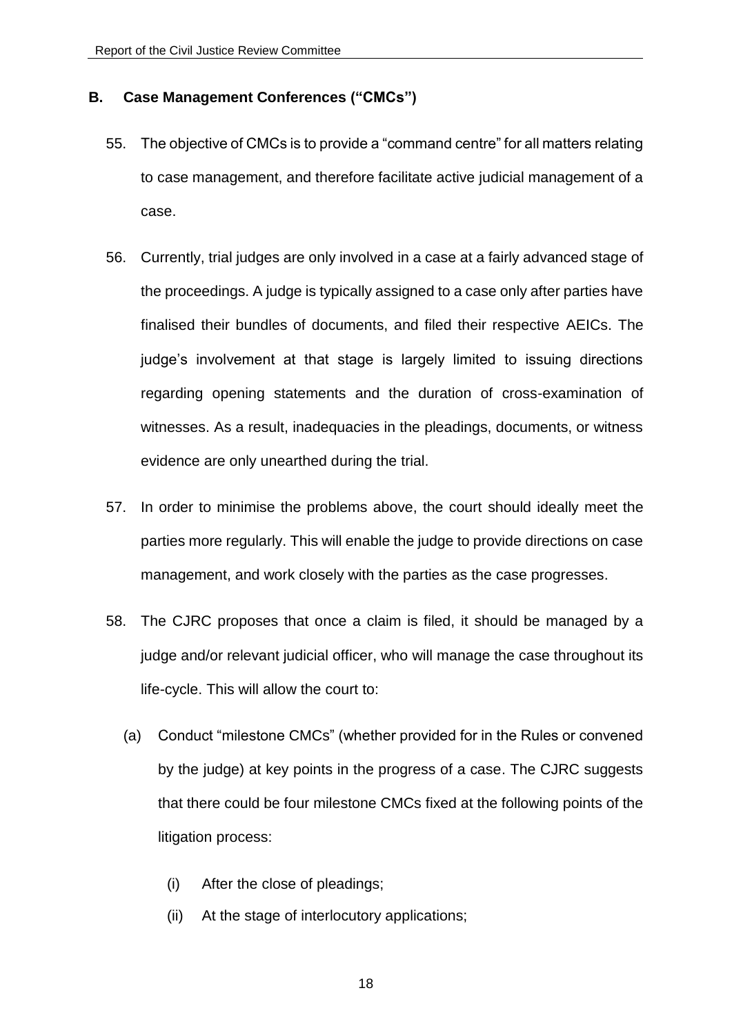## B. Case Management Conferences ("CMCs")

55. The objective of CMCs is to provide a "command centre" for all matters relating to case management, and therefore facilitate active judicial management of a case.

56. Currently, trial judges are only involved in a case at a fairly advanced stage of the proceedings. A judge is typically assigned to a case only after parties have finalised their bundles of documents, and filed their respective AEICs. The judge's involvement at that stage is largely limited to issuing directions regarding opening statements and the duration of cross-examination of witnesses. As a result, inadequacies in the pleadings, documents, or witness evidence are only unearthed during the trial.

57. In order to minimise the problems above, the court should ideally meet the parties more regularly. This will enable the judge to provide directions on case management, and work closely with the parties as the case progresses.

58. The CJRC proposes that once a claim is filed, it should be managed by a judge and/or relevant judicial officer, who will manage the case throughout its life-cycle. This will allow the court to:

    (a) Conduct "milestone CMCs" (whether provided for in the Rules or convened by the judge) at key points in the progress of a case. The CJRC suggests that there could be four milestone CMCs fixed at the following points of the litigation process:

        (i) After the close of pleadings;

        (ii) At the stage of interlocutory applications;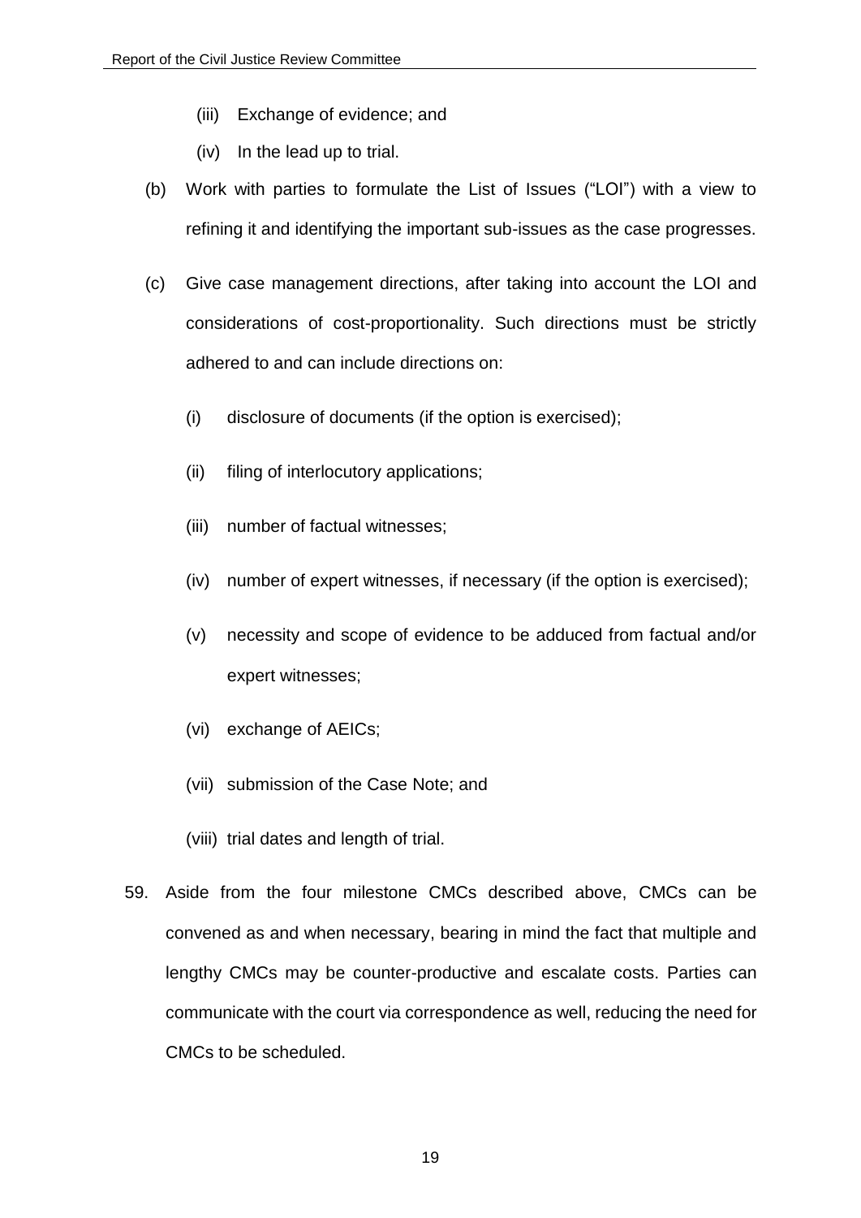(iii) Exchange of evidence; and

  (iv) In the lead up to trial.

(b) Work with parties to formulate the List of Issues ("LOI") with a view to refining it and identifying the important sub-issues as the case progresses.

(c) Give case management directions, after taking into account the LOI and considerations of cost-proportionality. Such directions must be strictly adhered to and can include directions on:

  (i) disclosure of documents (if the option is exercised);

  (ii) filing of interlocutory applications;

  (iii) number of factual witnesses;

  (iv) number of expert witnesses, if necessary (if the option is exercised);

  (v) necessity and scope of evidence to be adduced from factual and/or expert witnesses;

  (vi) exchange of AEICs;

  (vii) submission of the Case Note; and

  (viii) trial dates and length of trial.

59. Aside from the four milestone CMCs described above, CMCs can be convened as and when necessary, bearing in mind the fact that multiple and lengthy CMCs may be counter-productive and escalate costs. Parties can communicate with the court via correspondence as well, reducing the need for CMCs to be scheduled.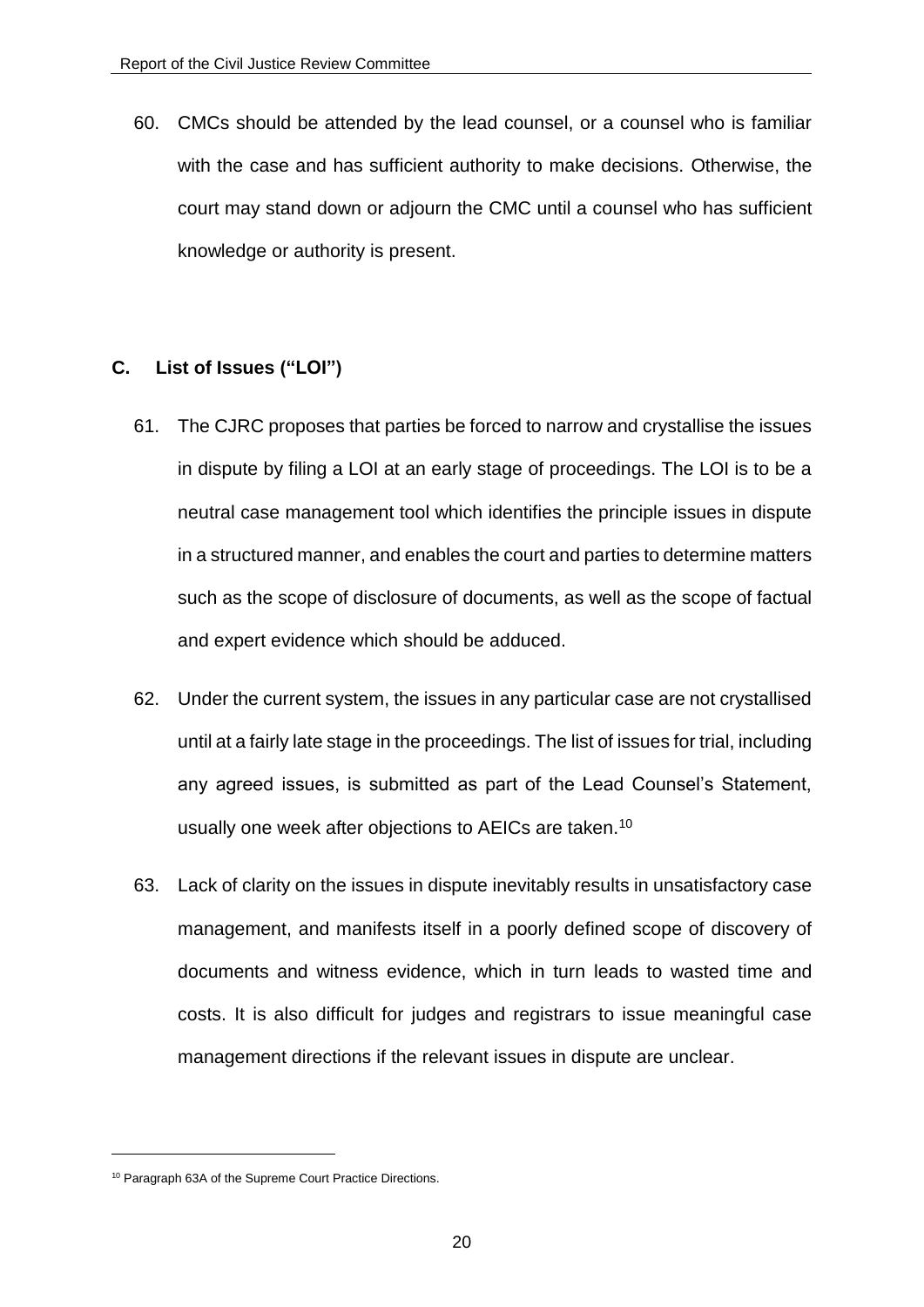60. CMCs should be attended by the lead counsel, or a counsel who is familiar with the case and has sufficient authority to make decisions. Otherwise, the court may stand down or adjourn the CMC until a counsel who has sufficient knowledge or authority is present.

## C. List of Issues ("LOI")

61. The CJRC proposes that parties be forced to narrow and crystallise the issues in dispute by filing a LOI at an early stage of proceedings. The LOI is to be a neutral case management tool which identifies the principle issues in dispute in a structured manner, and enables the court and parties to determine matters such as the scope of disclosure of documents, as well as the scope of factual and expert evidence which should be adduced.

62. Under the current system, the issues in any particular case are not crystallised until at a fairly late stage in the proceedings. The list of issues for trial, including any agreed issues, is submitted as part of the Lead Counsel's Statement, usually one week after objections to AEICs are taken.[10]

63. Lack of clarity on the issues in dispute inevitably results in unsatisfactory case management, and manifests itself in a poorly defined scope of discovery of documents and witness evidence, which in turn leads to wasted time and costs. It is also difficult for judges and registrars to issue meaningful case management directions if the relevant issues in dispute are unclear.

---

[10] Paragraph 63A of the Supreme Court Practice Directions.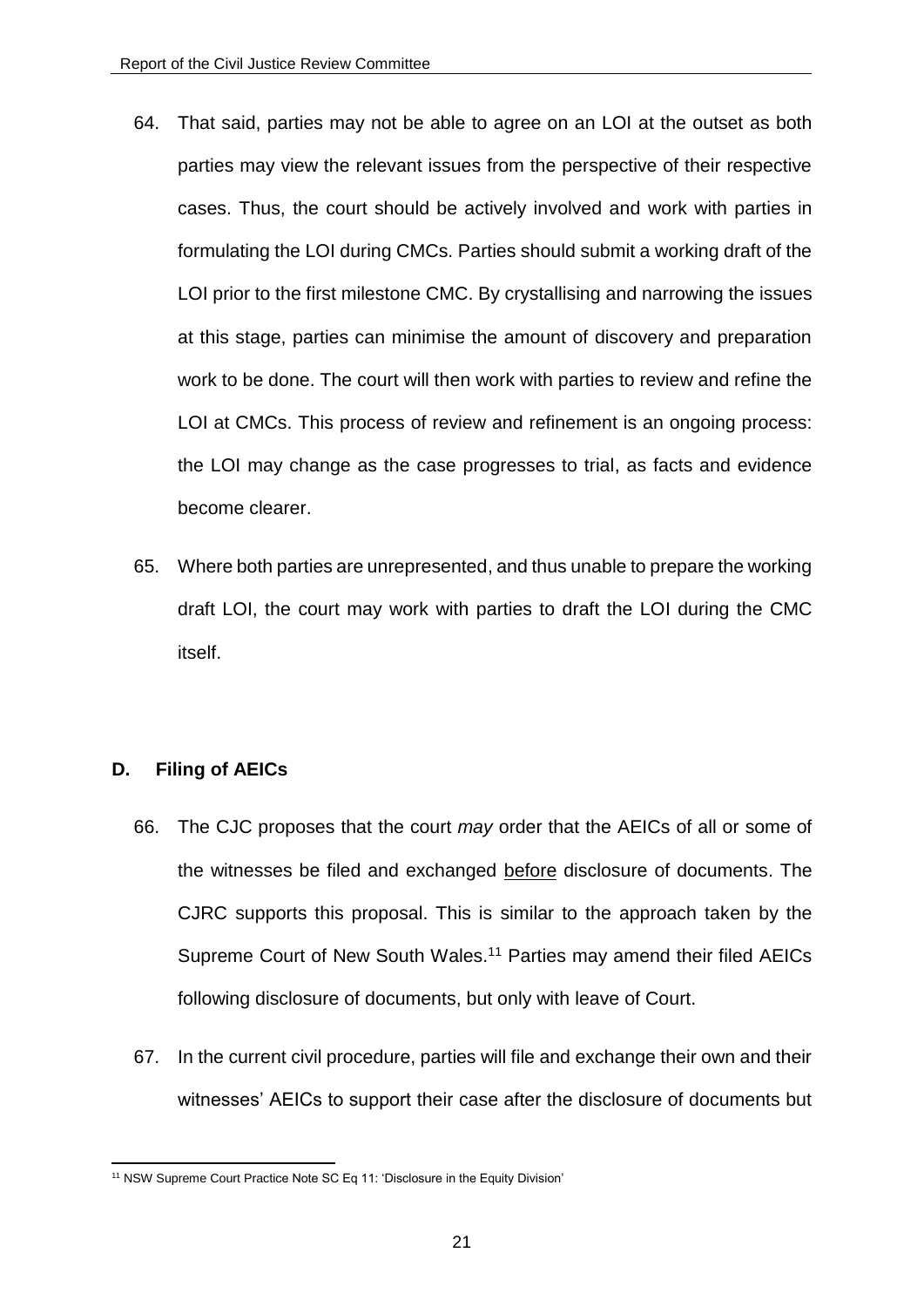64. That said, parties may not be able to agree on an LOI at the outset as both parties may view the relevant issues from the perspective of their respective cases. Thus, the court should be actively involved and work with parties in formulating the LOI during CMCs. Parties should submit a working draft of the LOI prior to the first milestone CMC. By crystallising and narrowing the issues at this stage, parties can minimise the amount of discovery and preparation work to be done. The court will then work with parties to review and refine the LOI at CMCs. This process of review and refinement is an ongoing process: the LOI may change as the case progresses to trial, as facts and evidence become clearer.

65. Where both parties are unrepresented, and thus unable to prepare the working draft LOI, the court may work with parties to draft the LOI during the CMC itself.

## D. Filing of AEICs

66. The CJC proposes that the court *may* order that the AEICs of all or some of the witnesses be filed and exchanged <u>before</u> disclosure of documents. The CJRC supports this proposal. This is similar to the approach taken by the Supreme Court of New South Wales.[11] Parties may amend their filed AEICs following disclosure of documents, but only with leave of Court.

67. In the current civil procedure, parties will file and exchange their own and their witnesses' AEICs to support their case after the disclosure of documents but

[11] NSW Supreme Court Practice Note SC Eq 11: 'Disclosure in the Equity Division'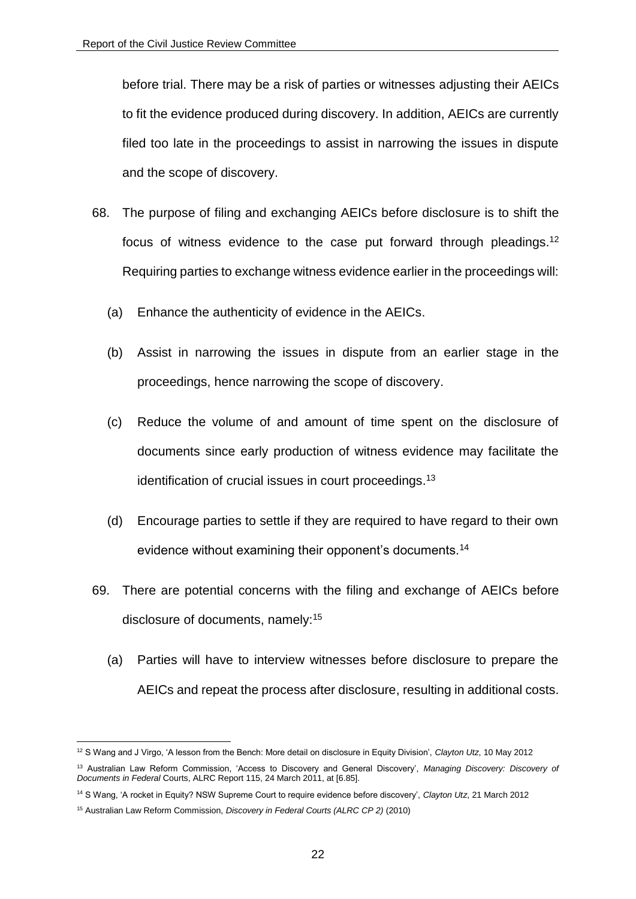before trial. There may be a risk of parties or witnesses adjusting their AEICs to fit the evidence produced during discovery. In addition, AEICs are currently filed too late in the proceedings to assist in narrowing the issues in dispute and the scope of discovery.

68. The purpose of filing and exchanging AEICs before disclosure is to shift the focus of witness evidence to the case put forward through pleadings.[12] Requiring parties to exchange witness evidence earlier in the proceedings will:

    (a) Enhance the authenticity of evidence in the AEICs.

    (b) Assist in narrowing the issues in dispute from an earlier stage in the proceedings, hence narrowing the scope of discovery.

    (c) Reduce the volume of and amount of time spent on the disclosure of documents since early production of witness evidence may facilitate the identification of crucial issues in court proceedings.[13]

    (d) Encourage parties to settle if they are required to have regard to their own evidence without examining their opponent's documents.[14]

69. There are potential concerns with the filing and exchange of AEICs before disclosure of documents, namely:[15]

    (a) Parties will have to interview witnesses before disclosure to prepare the AEICs and repeat the process after disclosure, resulting in additional costs.

---

[12] S Wang and J Virgo, 'A lesson from the Bench: More detail on disclosure in Equity Division', *Clayton Utz*, 10 May 2012

[13] Australian Law Reform Commission, 'Access to Discovery and General Discovery', *Managing Discovery: Discovery of Documents in Federal* Courts, ALRC Report 115, 24 March 2011, at [6.85].

[14] S Wang, 'A rocket in Equity? NSW Supreme Court to require evidence before discovery', *Clayton Utz*, 21 March 2012

[15] Australian Law Reform Commission, *Discovery in Federal Courts (ALRC CP 2)* (2010)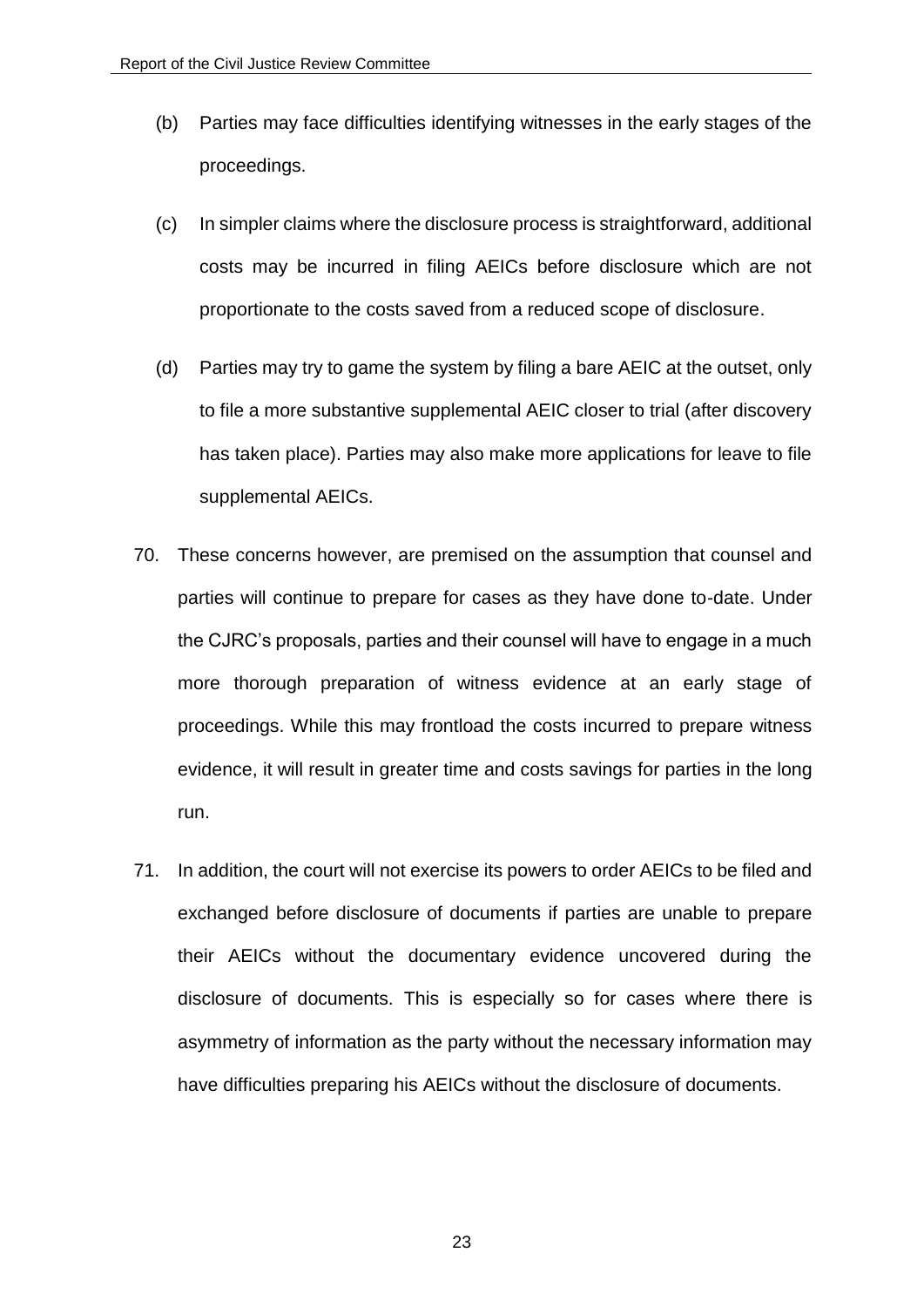(b) Parties may face difficulties identifying witnesses in the early stages of the proceedings.

(c) In simpler claims where the disclosure process is straightforward, additional costs may be incurred in filing AEICs before disclosure which are not proportionate to the costs saved from a reduced scope of disclosure.

(d) Parties may try to game the system by filing a bare AEIC at the outset, only to file a more substantive supplemental AEIC closer to trial (after discovery has taken place). Parties may also make more applications for leave to file supplemental AEICs.

70. These concerns however, are premised on the assumption that counsel and parties will continue to prepare for cases as they have done to-date. Under the CJRC's proposals, parties and their counsel will have to engage in a much more thorough preparation of witness evidence at an early stage of proceedings. While this may frontload the costs incurred to prepare witness evidence, it will result in greater time and costs savings for parties in the long run.

71. In addition, the court will not exercise its powers to order AEICs to be filed and exchanged before disclosure of documents if parties are unable to prepare their AEICs without the documentary evidence uncovered during the disclosure of documents. This is especially so for cases where there is asymmetry of information as the party without the necessary information may have difficulties preparing his AEICs without the disclosure of documents.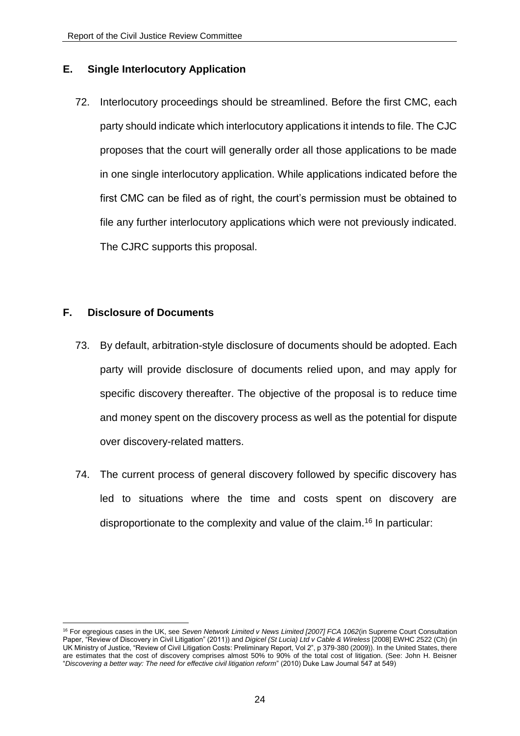## E. Single Interlocutory Application

72. Interlocutory proceedings should be streamlined. Before the first CMC, each party should indicate which interlocutory applications it intends to file. The CJC proposes that the court will generally order all those applications to be made in one single interlocutory application. While applications indicated before the first CMC can be filed as of right, the court's permission must be obtained to file any further interlocutory applications which were not previously indicated. The CJRC supports this proposal.

## F. Disclosure of Documents

73. By default, arbitration-style disclosure of documents should be adopted. Each party will provide disclosure of documents relied upon, and may apply for specific discovery thereafter. The objective of the proposal is to reduce time and money spent on the discovery process as well as the potential for dispute over discovery-related matters.

74. The current process of general discovery followed by specific discovery has led to situations where the time and costs spent on discovery are disproportionate to the complexity and value of the claim.[16] In particular:

---

[16] For egregious cases in the UK, see *Seven Network Limited v News Limited [2007] FCA 1062*(in Supreme Court Consultation Paper, "Review of Discovery in Civil Litigation" (2011)) and *Digicel (St Lucia) Ltd v Cable & Wireless* [2008] EWHC 2522 (Ch) (in UK Ministry of Justice, "Review of Civil Litigation Costs: Preliminary Report, Vol 2", p 379-380 (2009)). In the United States, there are estimates that the cost of discovery comprises almost 50% to 90% of the total cost of litigation. (See: John H. Beisner "*Discovering a better way: The need for effective civil litigation reform*" (2010) Duke Law Journal 547 at 549)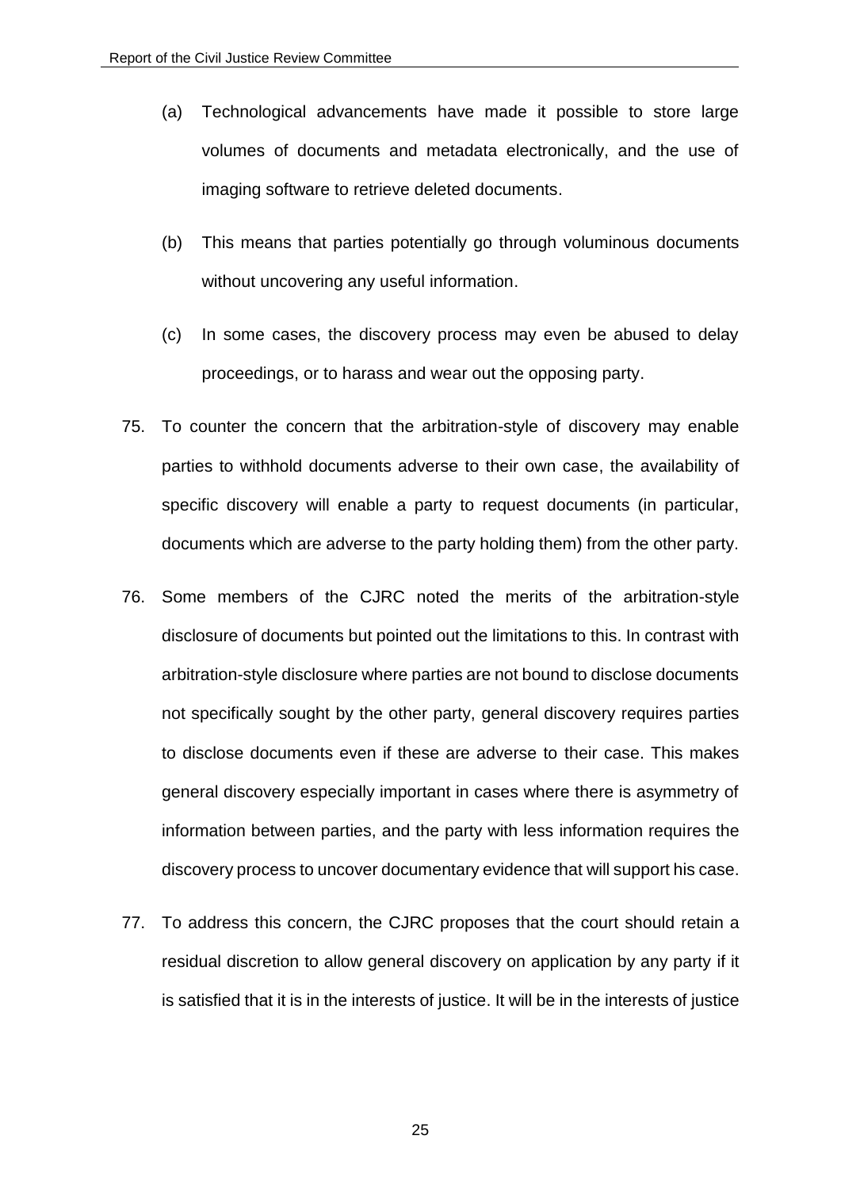(a) Technological advancements have made it possible to store large volumes of documents and metadata electronically, and the use of imaging software to retrieve deleted documents.

(b) This means that parties potentially go through voluminous documents without uncovering any useful information.

(c) In some cases, the discovery process may even be abused to delay proceedings, or to harass and wear out the opposing party.

75. To counter the concern that the arbitration-style of discovery may enable parties to withhold documents adverse to their own case, the availability of specific discovery will enable a party to request documents (in particular, documents which are adverse to the party holding them) from the other party.

76. Some members of the CJRC noted the merits of the arbitration-style disclosure of documents but pointed out the limitations to this. In contrast with arbitration-style disclosure where parties are not bound to disclose documents not specifically sought by the other party, general discovery requires parties to disclose documents even if these are adverse to their case. This makes general discovery especially important in cases where there is asymmetry of information between parties, and the party with less information requires the discovery process to uncover documentary evidence that will support his case.

77. To address this concern, the CJRC proposes that the court should retain a residual discretion to allow general discovery on application by any party if it is satisfied that it is in the interests of justice. It will be in the interests of justice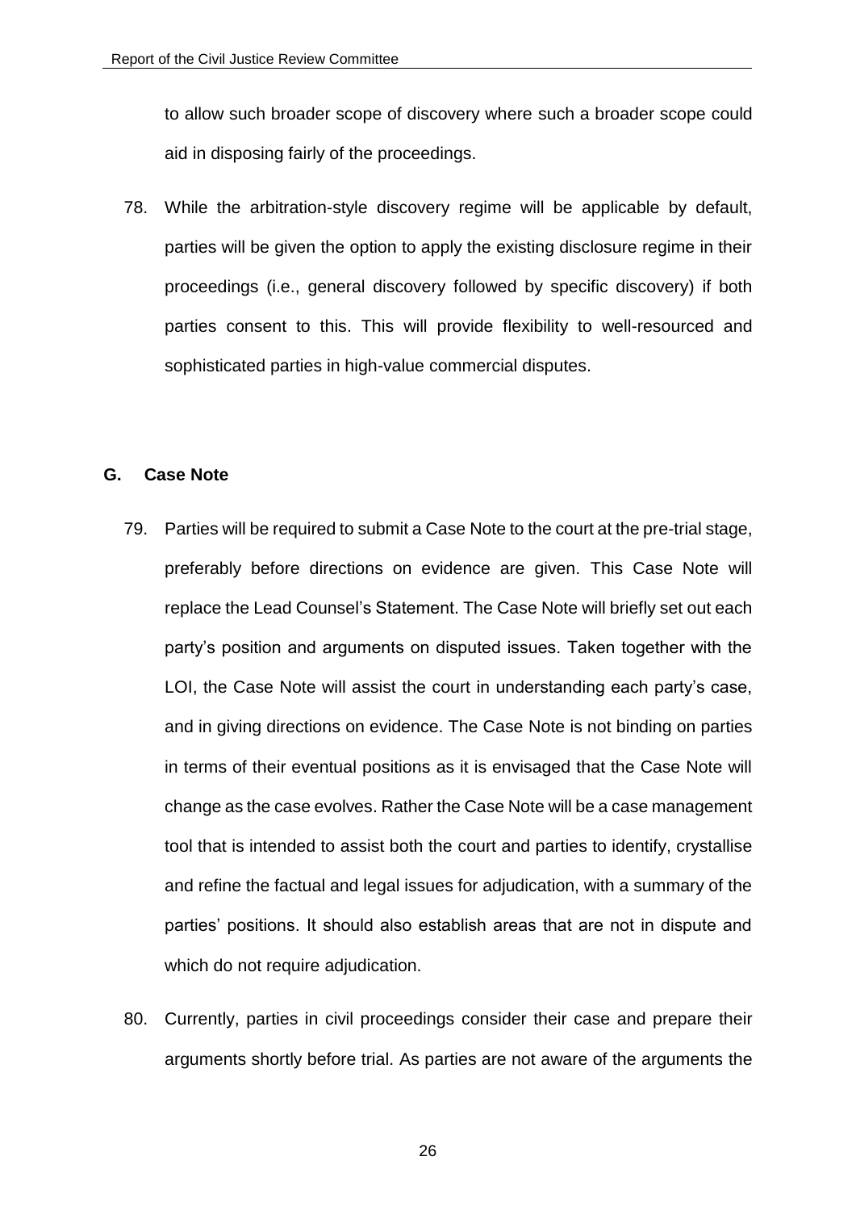to allow such broader scope of discovery where such a broader scope could aid in disposing fairly of the proceedings.

78. While the arbitration-style discovery regime will be applicable by default, parties will be given the option to apply the existing disclosure regime in their proceedings (i.e., general discovery followed by specific discovery) if both parties consent to this. This will provide flexibility to well-resourced and sophisticated parties in high-value commercial disputes.

## G. Case Note

79. Parties will be required to submit a Case Note to the court at the pre-trial stage, preferably before directions on evidence are given. This Case Note will replace the Lead Counsel's Statement. The Case Note will briefly set out each party's position and arguments on disputed issues. Taken together with the LOI, the Case Note will assist the court in understanding each party's case, and in giving directions on evidence. The Case Note is not binding on parties in terms of their eventual positions as it is envisaged that the Case Note will change as the case evolves. Rather the Case Note will be a case management tool that is intended to assist both the court and parties to identify, crystallise and refine the factual and legal issues for adjudication, with a summary of the parties' positions. It should also establish areas that are not in dispute and which do not require adjudication.

80. Currently, parties in civil proceedings consider their case and prepare their arguments shortly before trial. As parties are not aware of the arguments the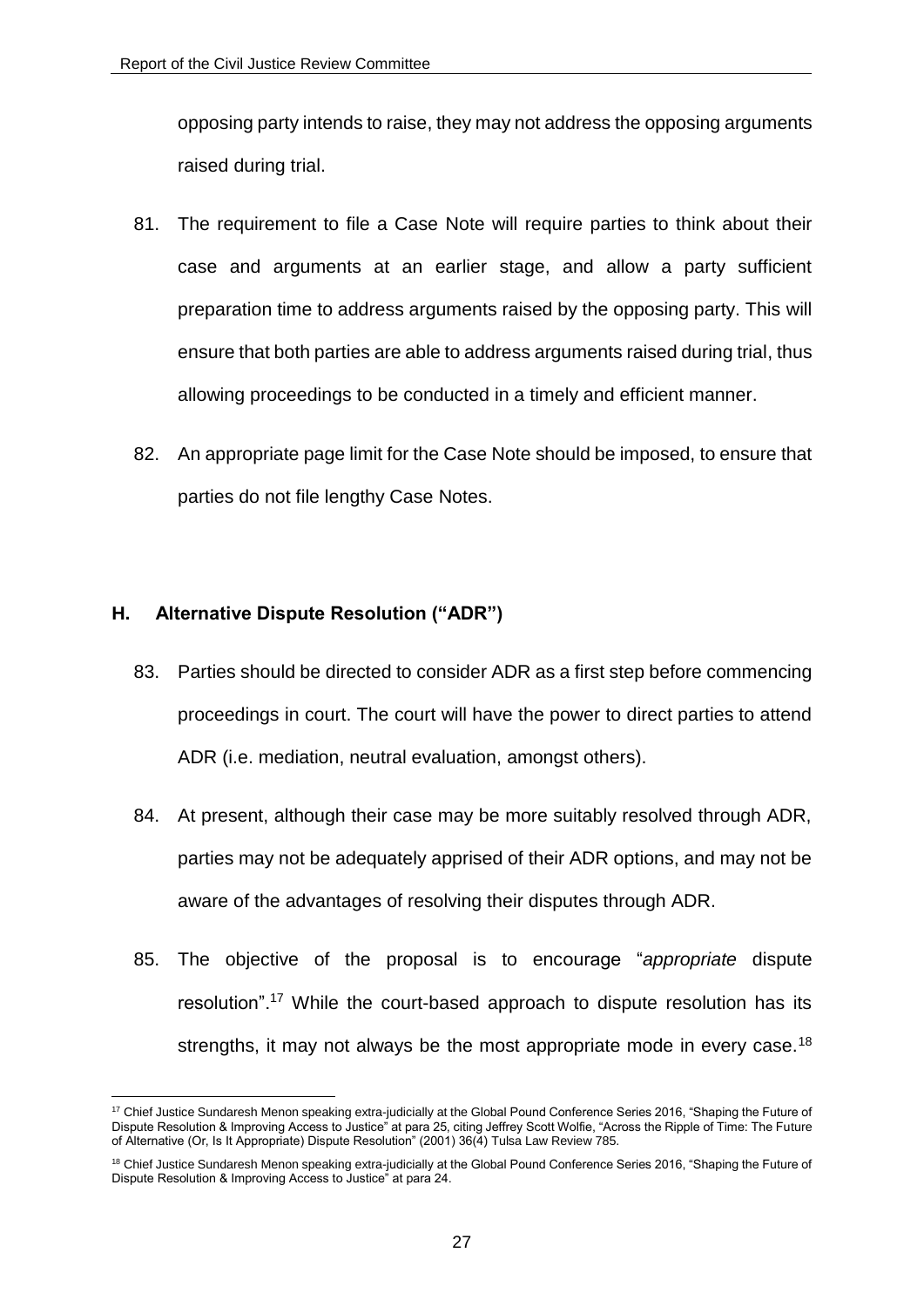opposing party intends to raise, they may not address the opposing arguments raised during trial.

81. The requirement to file a Case Note will require parties to think about their case and arguments at an earlier stage, and allow a party sufficient preparation time to address arguments raised by the opposing party. This will ensure that both parties are able to address arguments raised during trial, thus allowing proceedings to be conducted in a timely and efficient manner.

82. An appropriate page limit for the Case Note should be imposed, to ensure that parties do not file lengthy Case Notes.

## H. Alternative Dispute Resolution ("ADR")

83. Parties should be directed to consider ADR as a first step before commencing proceedings in court. The court will have the power to direct parties to attend ADR (i.e. mediation, neutral evaluation, amongst others).

84. At present, although their case may be more suitably resolved through ADR, parties may not be adequately apprised of their ADR options, and may not be aware of the advantages of resolving their disputes through ADR.

85. The objective of the proposal is to encourage "*appropriate* dispute resolution".[17] While the court-based approach to dispute resolution has its strengths, it may not always be the most appropriate mode in every case.[18]

---

[17] Chief Justice Sundaresh Menon speaking extra-judicially at the Global Pound Conference Series 2016, "Shaping the Future of Dispute Resolution & Improving Access to Justice" at para 25, citing Jeffrey Scott Wolfie, "Across the Ripple of Time: The Future of Alternative (Or, Is It Appropriate) Dispute Resolution" (2001) 36(4) Tulsa Law Review 785.

[18] Chief Justice Sundaresh Menon speaking extra-judicially at the Global Pound Conference Series 2016, "Shaping the Future of Dispute Resolution & Improving Access to Justice" at para 24.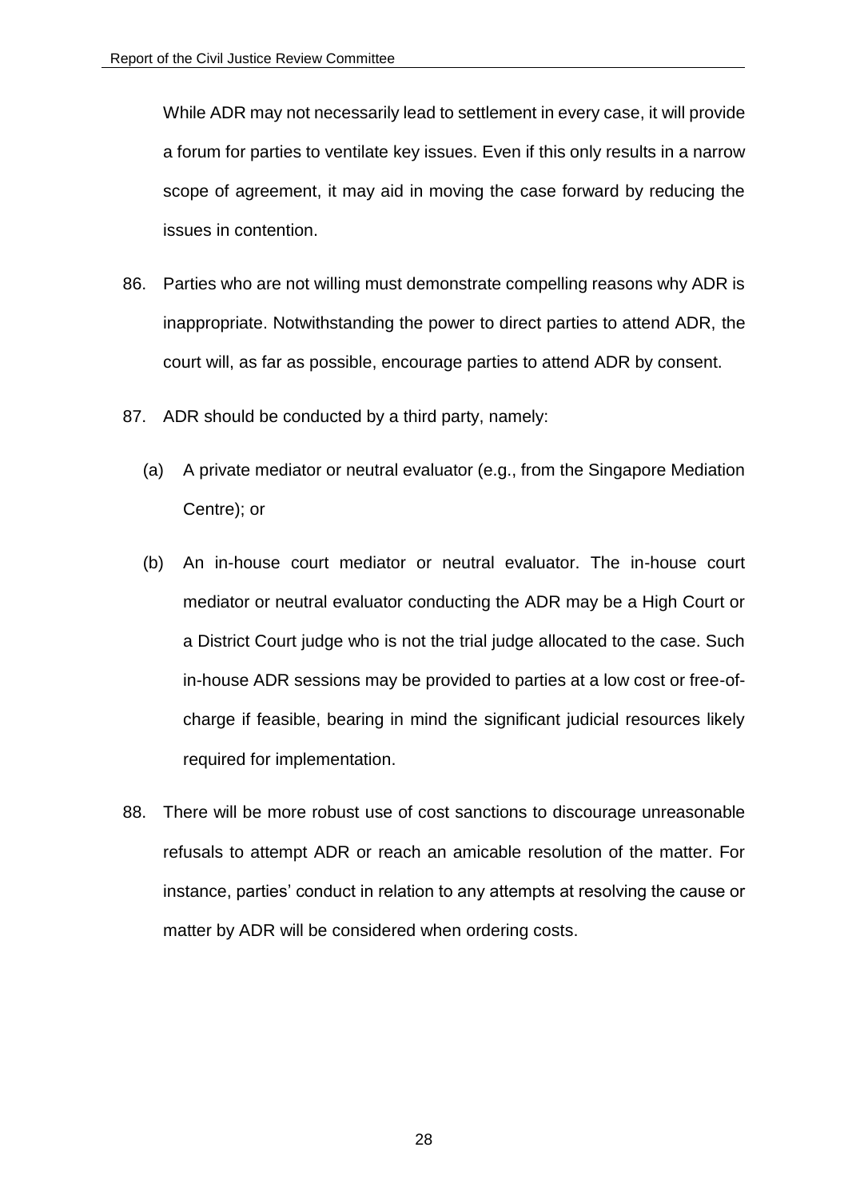While ADR may not necessarily lead to settlement in every case, it will provide a forum for parties to ventilate key issues. Even if this only results in a narrow scope of agreement, it may aid in moving the case forward by reducing the issues in contention.

86. Parties who are not willing must demonstrate compelling reasons why ADR is inappropriate. Notwithstanding the power to direct parties to attend ADR, the court will, as far as possible, encourage parties to attend ADR by consent.

87. ADR should be conducted by a third party, namely:

    (a) A private mediator or neutral evaluator (e.g., from the Singapore Mediation Centre); or

    (b) An in-house court mediator or neutral evaluator. The in-house court mediator or neutral evaluator conducting the ADR may be a High Court or a District Court judge who is not the trial judge allocated to the case. Such in-house ADR sessions may be provided to parties at a low cost or free-of-charge if feasible, bearing in mind the significant judicial resources likely required for implementation.

88. There will be more robust use of cost sanctions to discourage unreasonable refusals to attempt ADR or reach an amicable resolution of the matter. For instance, parties' conduct in relation to any attempts at resolving the cause or matter by ADR will be considered when ordering costs.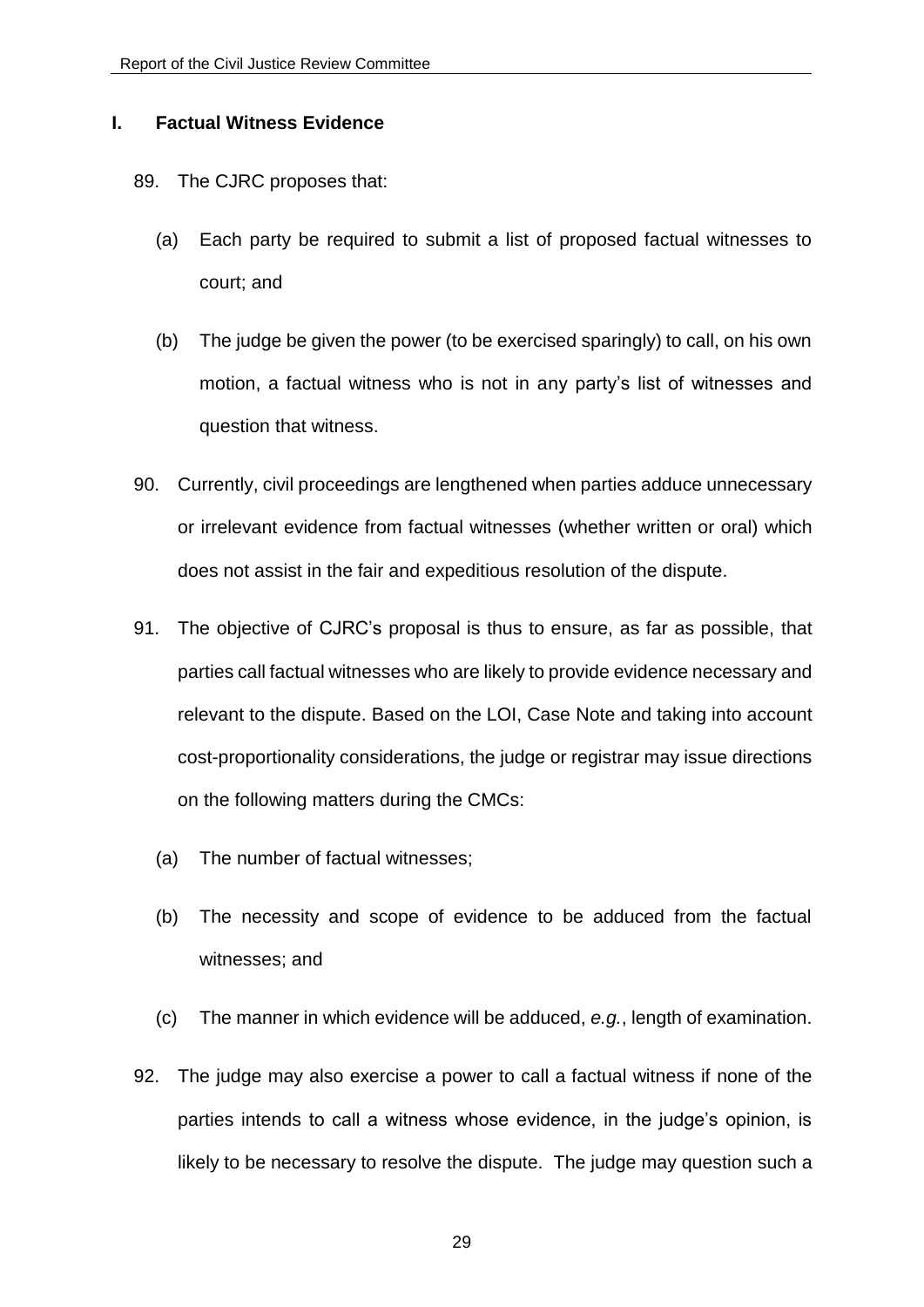## I. Factual Witness Evidence

89. The CJRC proposes that:

    (a) Each party be required to submit a list of proposed factual witnesses to court; and

    (b) The judge be given the power (to be exercised sparingly) to call, on his own motion, a factual witness who is not in any party's list of witnesses and question that witness.

90. Currently, civil proceedings are lengthened when parties adduce unnecessary or irrelevant evidence from factual witnesses (whether written or oral) which does not assist in the fair and expeditious resolution of the dispute.

91. The objective of CJRC's proposal is thus to ensure, as far as possible, that parties call factual witnesses who are likely to provide evidence necessary and relevant to the dispute. Based on the LOI, Case Note and taking into account cost-proportionality considerations, the judge or registrar may issue directions on the following matters during the CMCs:

    (a) The number of factual witnesses;

    (b) The necessity and scope of evidence to be adduced from the factual witnesses; and

    (c) The manner in which evidence will be adduced, *e.g.*, length of examination.

92. The judge may also exercise a power to call a factual witness if none of the parties intends to call a witness whose evidence, in the judge's opinion, is likely to be necessary to resolve the dispute. The judge may question such a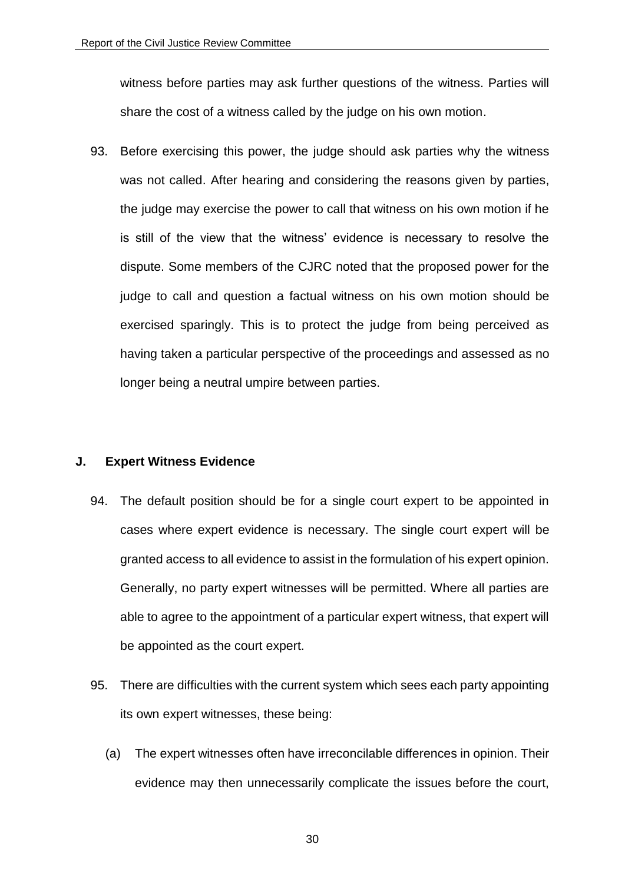witness before parties may ask further questions of the witness. Parties will share the cost of a witness called by the judge on his own motion.

93. Before exercising this power, the judge should ask parties why the witness was not called. After hearing and considering the reasons given by parties, the judge may exercise the power to call that witness on his own motion if he is still of the view that the witness' evidence is necessary to resolve the dispute. Some members of the CJRC noted that the proposed power for the judge to call and question a factual witness on his own motion should be exercised sparingly. This is to protect the judge from being perceived as having taken a particular perspective of the proceedings and assessed as no longer being a neutral umpire between parties.

## J. Expert Witness Evidence

94. The default position should be for a single court expert to be appointed in cases where expert evidence is necessary. The single court expert will be granted access to all evidence to assist in the formulation of his expert opinion. Generally, no party expert witnesses will be permitted. Where all parties are able to agree to the appointment of a particular expert witness, that expert will be appointed as the court expert.

95. There are difficulties with the current system which sees each party appointing its own expert witnesses, these being:

    (a) The expert witnesses often have irreconcilable differences in opinion. Their evidence may then unnecessarily complicate the issues before the court,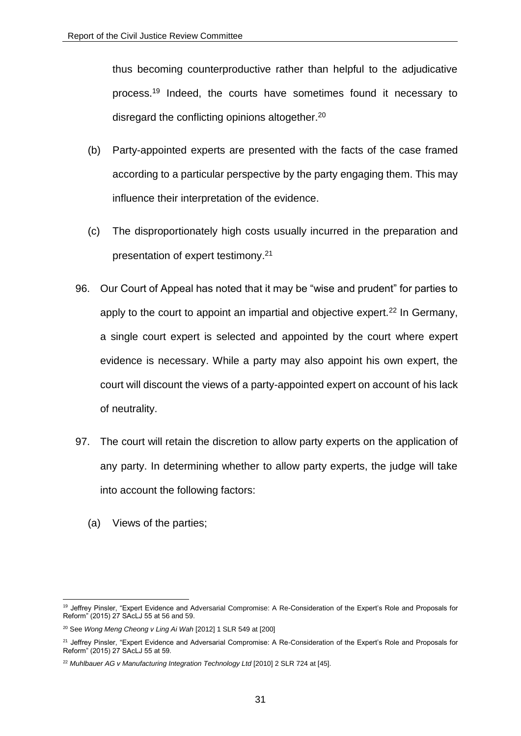thus becoming counterproductive rather than helpful to the adjudicative process.[19] Indeed, the courts have sometimes found it necessary to disregard the conflicting opinions altogether.[20]

(b) Party-appointed experts are presented with the facts of the case framed according to a particular perspective by the party engaging them. This may influence their interpretation of the evidence.

(c) The disproportionately high costs usually incurred in the preparation and presentation of expert testimony.[21]

96. Our Court of Appeal has noted that it may be "wise and prudent" for parties to apply to the court to appoint an impartial and objective expert.[22] In Germany, a single court expert is selected and appointed by the court where expert evidence is necessary. While a party may also appoint his own expert, the court will discount the views of a party-appointed expert on account of his lack of neutrality.

97. The court will retain the discretion to allow party experts on the application of any party. In determining whether to allow party experts, the judge will take into account the following factors:

(a) Views of the parties;

---

[19] Jeffrey Pinsler, "Expert Evidence and Adversarial Compromise: A Re-Consideration of the Expert's Role and Proposals for Reform" (2015) 27 SAcLJ 55 at 56 and 59.

[20] See *Wong Meng Cheong v Ling Ai Wah* [2012] 1 SLR 549 at [200]

[21] Jeffrey Pinsler, "Expert Evidence and Adversarial Compromise: A Re-Consideration of the Expert's Role and Proposals for Reform" (2015) 27 SAcLJ 55 at 59.

[22] *Muhlbauer AG v Manufacturing Integration Technology Ltd* [2010] 2 SLR 724 at [45].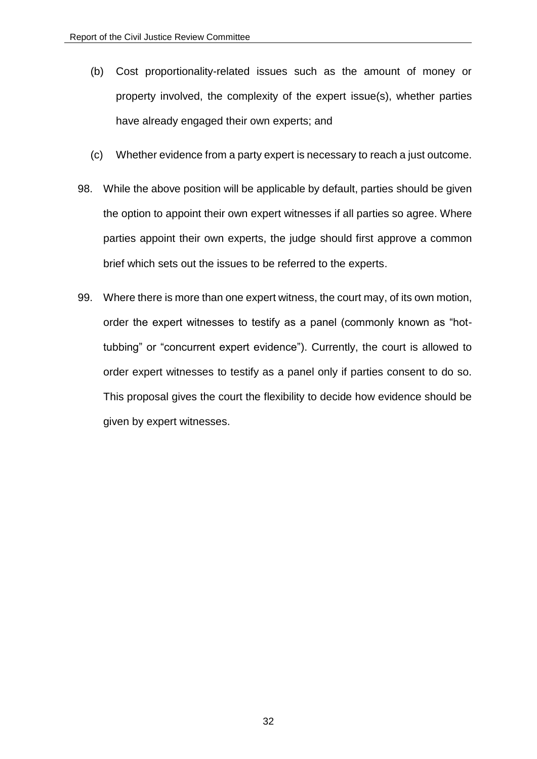(b) Cost proportionality-related issues such as the amount of money or property involved, the complexity of the expert issue(s), whether parties have already engaged their own experts; and

(c) Whether evidence from a party expert is necessary to reach a just outcome.

98. While the above position will be applicable by default, parties should be given the option to appoint their own expert witnesses if all parties so agree. Where parties appoint their own experts, the judge should first approve a common brief which sets out the issues to be referred to the experts.

99. Where there is more than one expert witness, the court may, of its own motion, order the expert witnesses to testify as a panel (commonly known as "hot-tubbing" or "concurrent expert evidence"). Currently, the court is allowed to order expert witnesses to testify as a panel only if parties consent to do so. This proposal gives the court the flexibility to decide how evidence should be given by expert witnesses.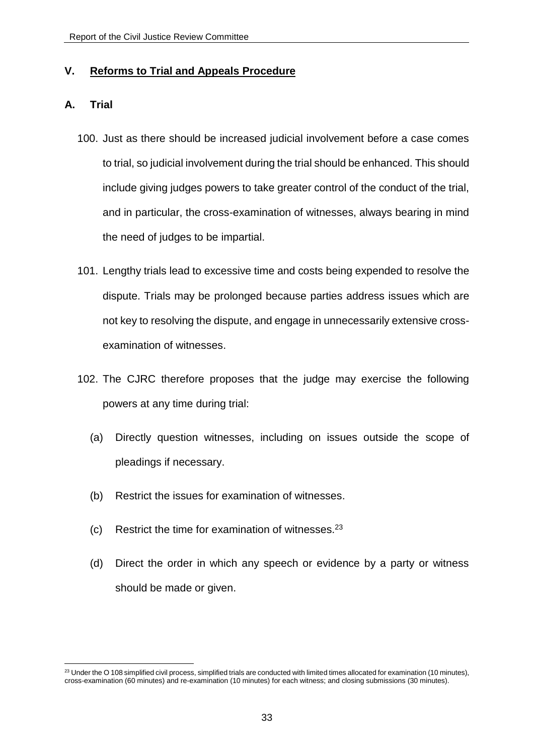## V. Reforms to Trial and Appeals Procedure

### A. Trial

100. Just as there should be increased judicial involvement before a case comes to trial, so judicial involvement during the trial should be enhanced. This should include giving judges powers to take greater control of the conduct of the trial, and in particular, the cross-examination of witnesses, always bearing in mind the need of judges to be impartial.

101. Lengthy trials lead to excessive time and costs being expended to resolve the dispute. Trials may be prolonged because parties address issues which are not key to resolving the dispute, and engage in unnecessarily extensive cross-examination of witnesses.

102. The CJRC therefore proposes that the judge may exercise the following powers at any time during trial:

    (a) Directly question witnesses, including on issues outside the scope of pleadings if necessary.

    (b) Restrict the issues for examination of witnesses.

    (c) Restrict the time for examination of witnesses.[23]

    (d) Direct the order in which any speech or evidence by a party or witness should be made or given.

[23] Under the O 108 simplified civil process, simplified trials are conducted with limited times allocated for examination (10 minutes), cross-examination (60 minutes) and re-examination (10 minutes) for each witness; and closing submissions (30 minutes).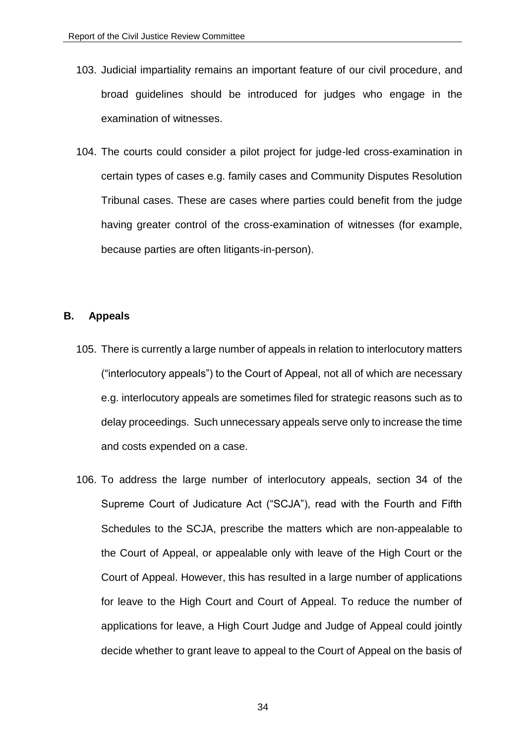103. Judicial impartiality remains an important feature of our civil procedure, and broad guidelines should be introduced for judges who engage in the examination of witnesses.

104. The courts could consider a pilot project for judge-led cross-examination in certain types of cases e.g. family cases and Community Disputes Resolution Tribunal cases. These are cases where parties could benefit from the judge having greater control of the cross-examination of witnesses (for example, because parties are often litigants-in-person).

## B. Appeals

105. There is currently a large number of appeals in relation to interlocutory matters ("interlocutory appeals") to the Court of Appeal, not all of which are necessary e.g. interlocutory appeals are sometimes filed for strategic reasons such as to delay proceedings. Such unnecessary appeals serve only to increase the time and costs expended on a case.

106. To address the large number of interlocutory appeals, section 34 of the Supreme Court of Judicature Act ("SCJA"), read with the Fourth and Fifth Schedules to the SCJA, prescribe the matters which are non-appealable to the Court of Appeal, or appealable only with leave of the High Court or the Court of Appeal. However, this has resulted in a large number of applications for leave to the High Court and Court of Appeal. To reduce the number of applications for leave, a High Court Judge and Judge of Appeal could jointly decide whether to grant leave to appeal to the Court of Appeal on the basis of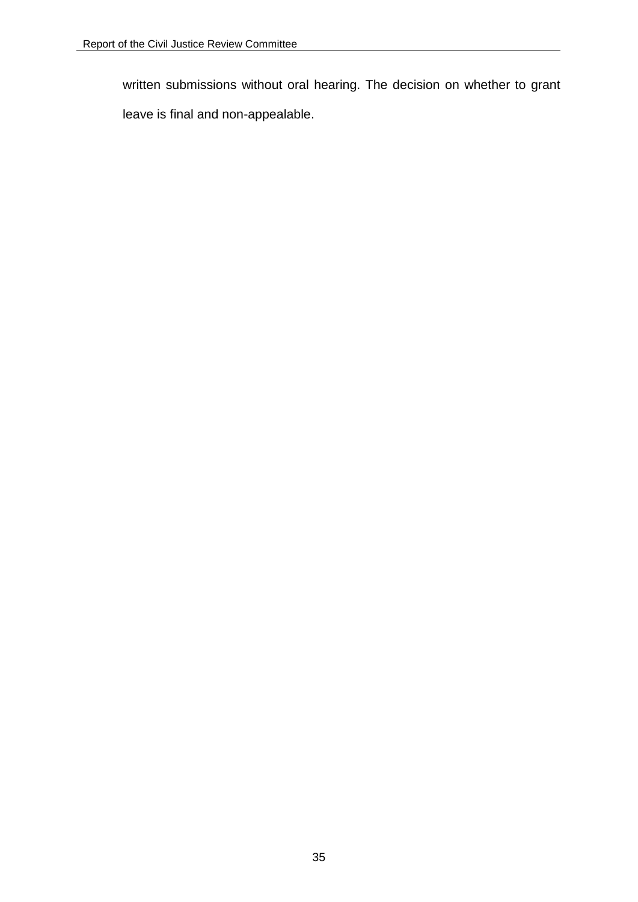written submissions without oral hearing. The decision on whether to grant leave is final and non-appealable.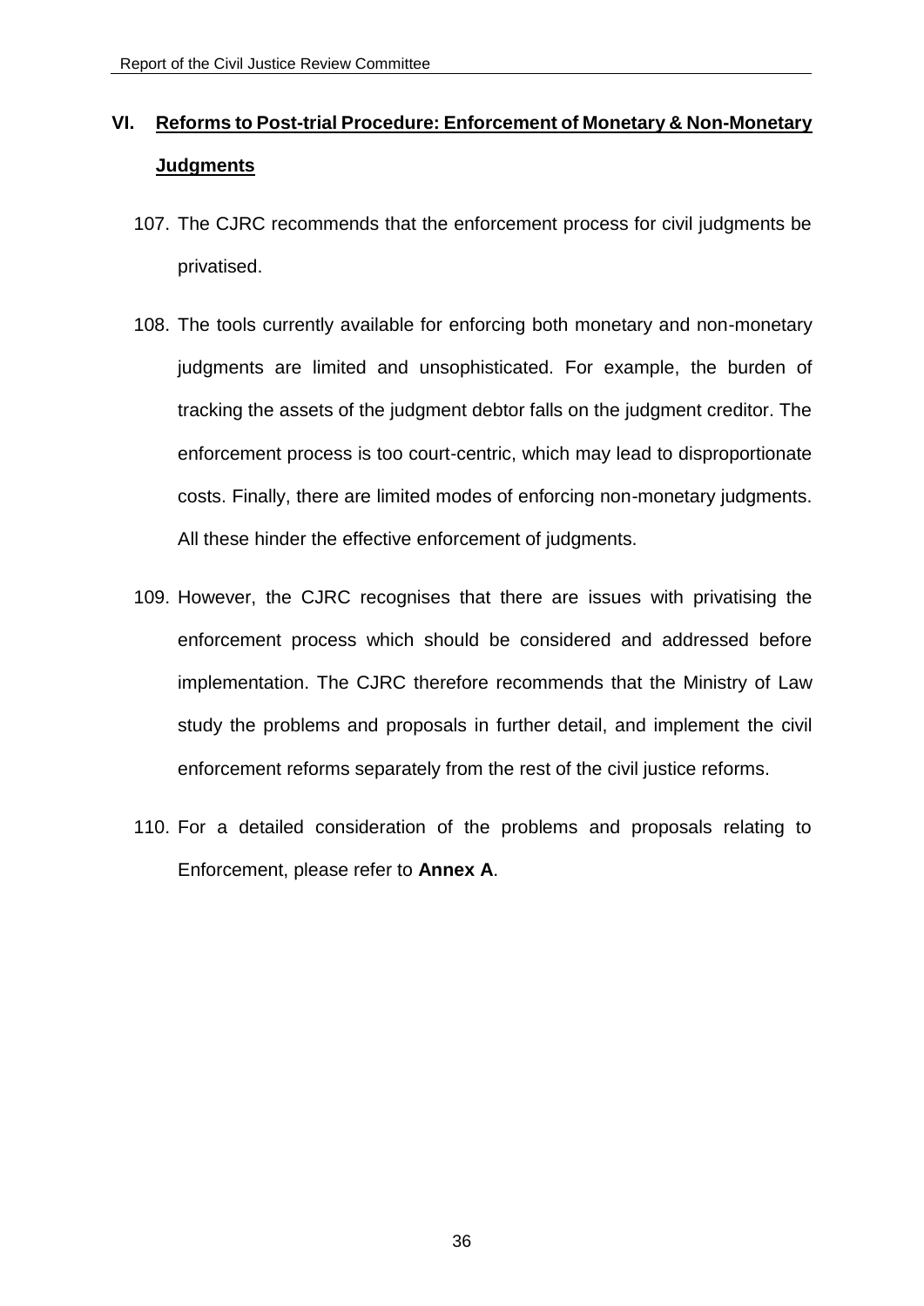## VI. Reforms to Post-trial Procedure: Enforcement of Monetary & Non-Monetary Judgments

107. The CJRC recommends that the enforcement process for civil judgments be privatised.

108. The tools currently available for enforcing both monetary and non-monetary judgments are limited and unsophisticated. For example, the burden of tracking the assets of the judgment debtor falls on the judgment creditor. The enforcement process is too court-centric, which may lead to disproportionate costs. Finally, there are limited modes of enforcing non-monetary judgments. All these hinder the effective enforcement of judgments.

109. However, the CJRC recognises that there are issues with privatising the enforcement process which should be considered and addressed before implementation. The CJRC therefore recommends that the Ministry of Law study the problems and proposals in further detail, and implement the civil enforcement reforms separately from the rest of the civil justice reforms.

110. For a detailed consideration of the problems and proposals relating to Enforcement, please refer to **Annex A**.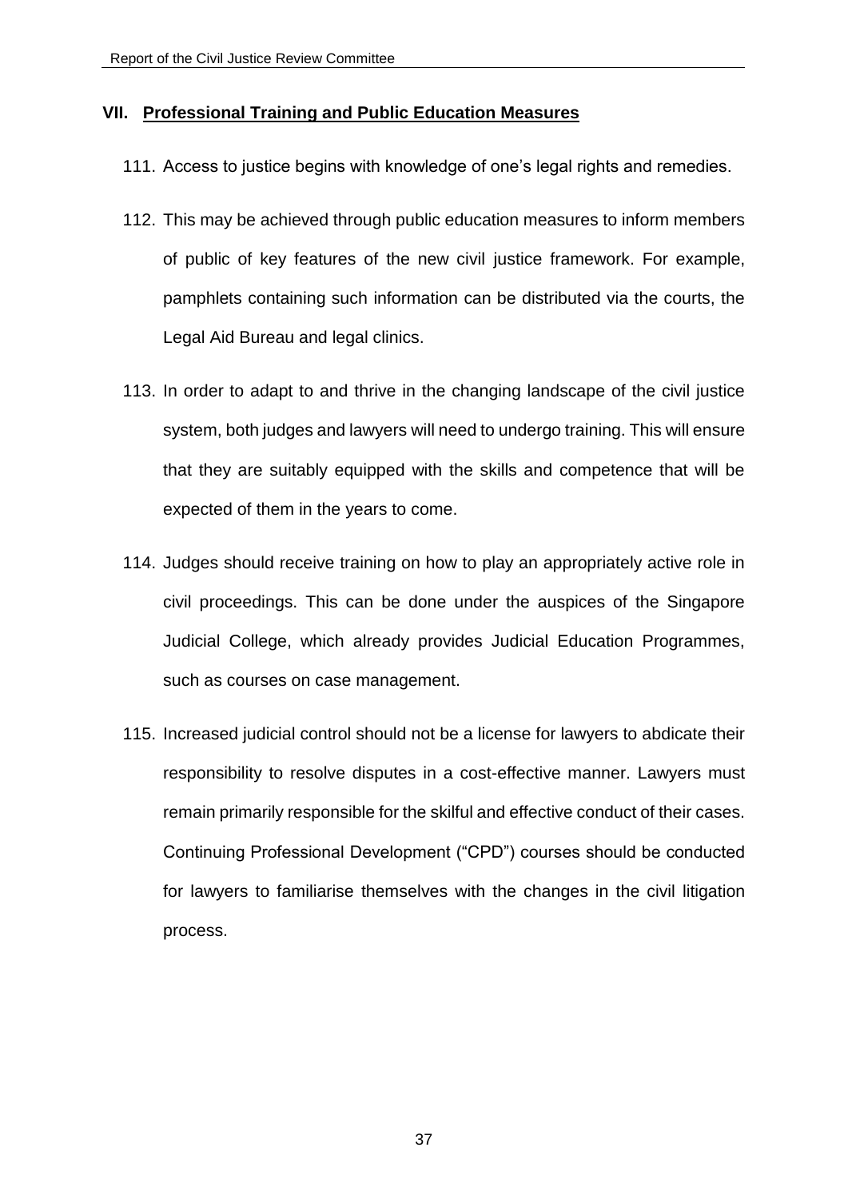## VII. Professional Training and Public Education Measures

111. Access to justice begins with knowledge of one's legal rights and remedies.

112. This may be achieved through public education measures to inform members of public of key features of the new civil justice framework. For example, pamphlets containing such information can be distributed via the courts, the Legal Aid Bureau and legal clinics.

113. In order to adapt to and thrive in the changing landscape of the civil justice system, both judges and lawyers will need to undergo training. This will ensure that they are suitably equipped with the skills and competence that will be expected of them in the years to come.

114. Judges should receive training on how to play an appropriately active role in civil proceedings. This can be done under the auspices of the Singapore Judicial College, which already provides Judicial Education Programmes, such as courses on case management.

115. Increased judicial control should not be a license for lawyers to abdicate their responsibility to resolve disputes in a cost-effective manner. Lawyers must remain primarily responsible for the skilful and effective conduct of their cases. Continuing Professional Development ("CPD") courses should be conducted for lawyers to familiarise themselves with the changes in the civil litigation process.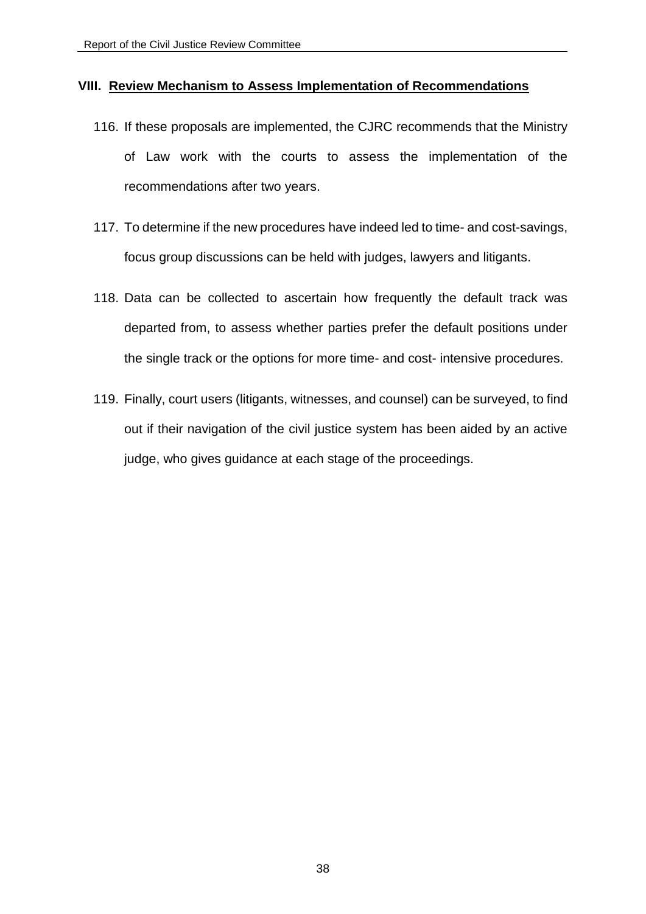## VIII. Review Mechanism to Assess Implementation of Recommendations

116. If these proposals are implemented, the CJRC recommends that the Ministry of Law work with the courts to assess the implementation of the recommendations after two years.

117. To determine if the new procedures have indeed led to time- and cost-savings, focus group discussions can be held with judges, lawyers and litigants.

118. Data can be collected to ascertain how frequently the default track was departed from, to assess whether parties prefer the default positions under the single track or the options for more time- and cost- intensive procedures.

119. Finally, court users (litigants, witnesses, and counsel) can be surveyed, to find out if their navigation of the civil justice system has been aided by an active judge, who gives guidance at each stage of the proceedings.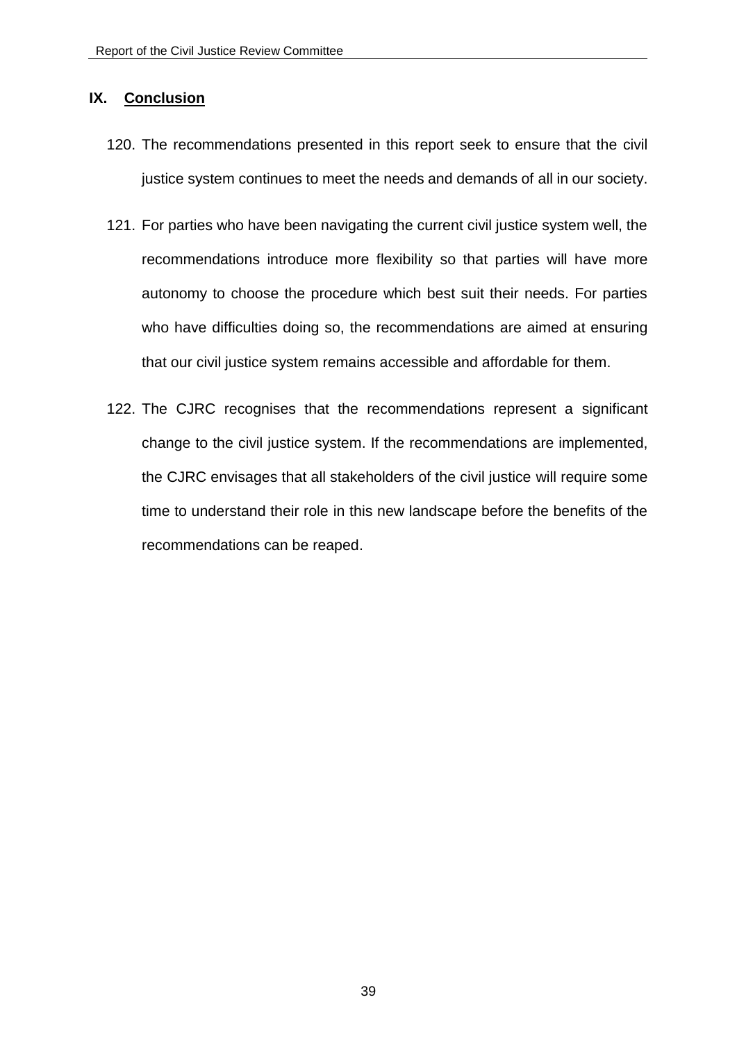## IX. Conclusion

120. The recommendations presented in this report seek to ensure that the civil justice system continues to meet the needs and demands of all in our society.

121. For parties who have been navigating the current civil justice system well, the recommendations introduce more flexibility so that parties will have more autonomy to choose the procedure which best suit their needs. For parties who have difficulties doing so, the recommendations are aimed at ensuring that our civil justice system remains accessible and affordable for them.

122. The CJRC recognises that the recommendations represent a significant change to the civil justice system. If the recommendations are implemented, the CJRC envisages that all stakeholders of the civil justice will require some time to understand their role in this new landscape before the benefits of the recommendations can be reaped.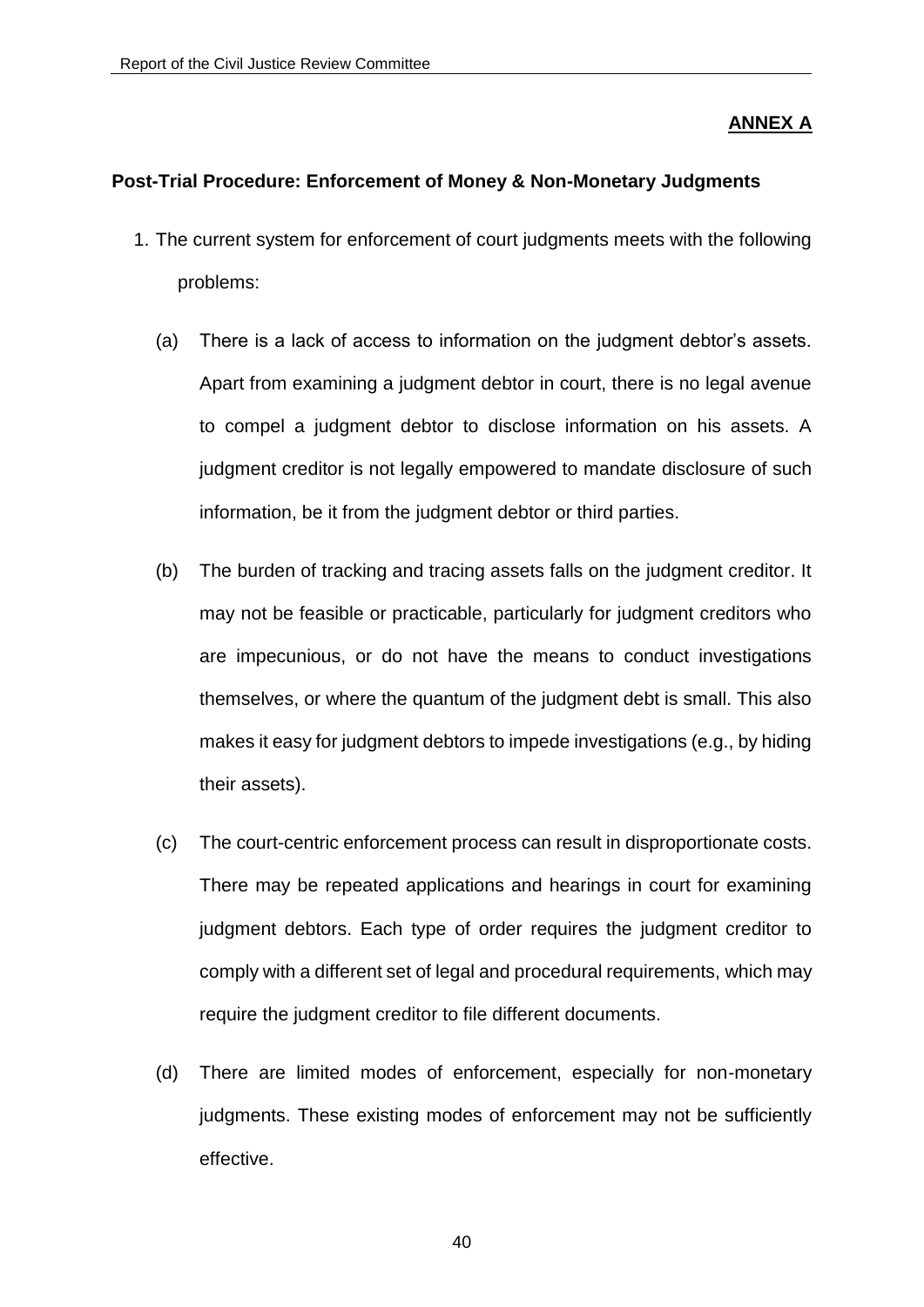**ANNEX A**

**Post-Trial Procedure: Enforcement of Money & Non-Monetary Judgments**

1. The current system for enforcement of court judgments meets with the following problems:

   (a) There is a lack of access to information on the judgment debtor's assets. Apart from examining a judgment debtor in court, there is no legal avenue to compel a judgment debtor to disclose information on his assets. A judgment creditor is not legally empowered to mandate disclosure of such information, be it from the judgment debtor or third parties.

   (b) The burden of tracking and tracing assets falls on the judgment creditor. It may not be feasible or practicable, particularly for judgment creditors who are impecunious, or do not have the means to conduct investigations themselves, or where the quantum of the judgment debt is small. This also makes it easy for judgment debtors to impede investigations (e.g., by hiding their assets).

   (c) The court-centric enforcement process can result in disproportionate costs. There may be repeated applications and hearings in court for examining judgment debtors. Each type of order requires the judgment creditor to comply with a different set of legal and procedural requirements, which may require the judgment creditor to file different documents.

   (d) There are limited modes of enforcement, especially for non-monetary judgments. These existing modes of enforcement may not be sufficiently effective.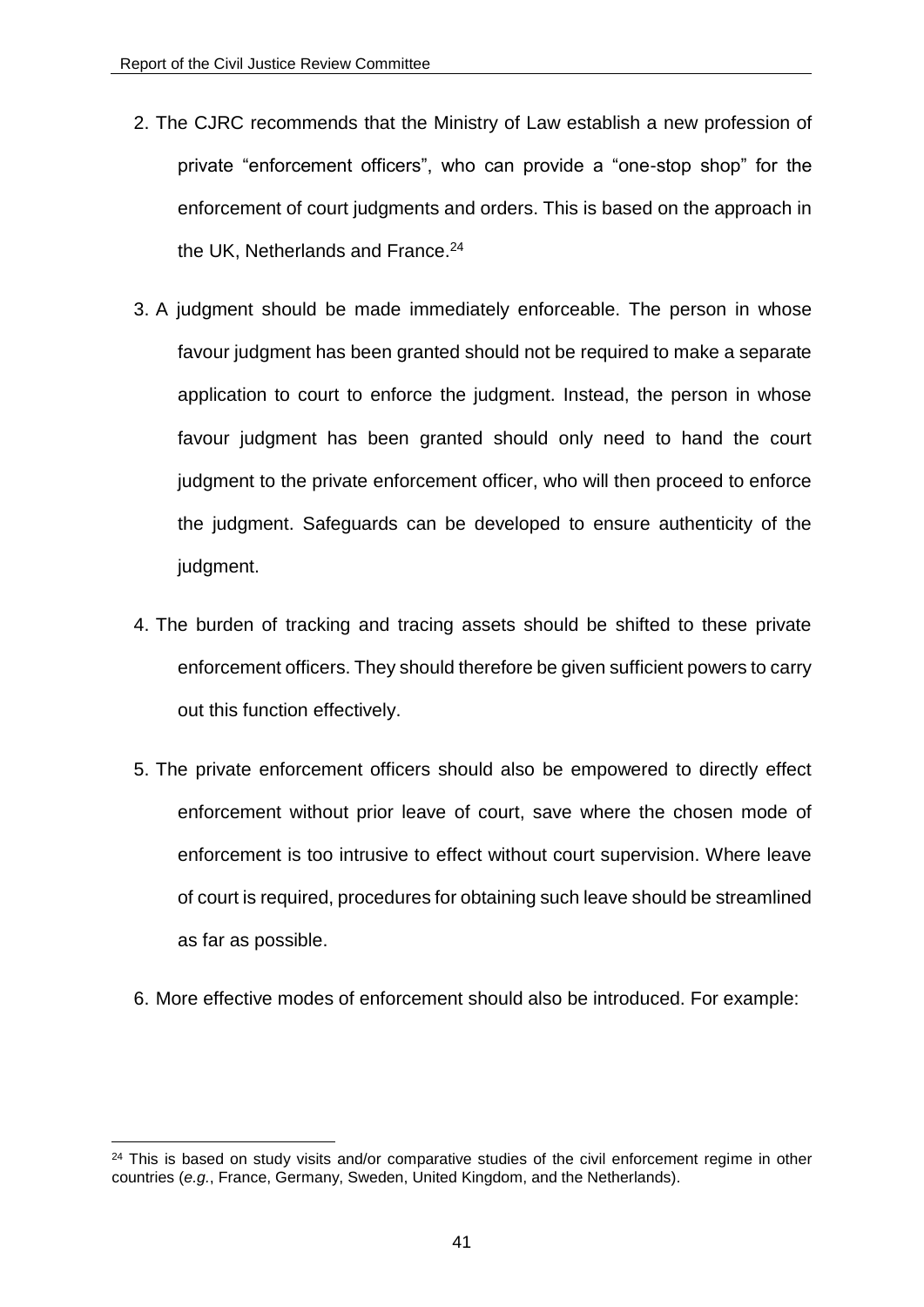2. The CJRC recommends that the Ministry of Law establish a new profession of private "enforcement officers", who can provide a "one-stop shop" for the enforcement of court judgments and orders. This is based on the approach in the UK, Netherlands and France.[24]

3. A judgment should be made immediately enforceable. The person in whose favour judgment has been granted should not be required to make a separate application to court to enforce the judgment. Instead, the person in whose favour judgment has been granted should only need to hand the court judgment to the private enforcement officer, who will then proceed to enforce the judgment. Safeguards can be developed to ensure authenticity of the judgment.

4. The burden of tracking and tracing assets should be shifted to these private enforcement officers. They should therefore be given sufficient powers to carry out this function effectively.

5. The private enforcement officers should also be empowered to directly effect enforcement without prior leave of court, save where the chosen mode of enforcement is too intrusive to effect without court supervision. Where leave of court is required, procedures for obtaining such leave should be streamlined as far as possible.

6. More effective modes of enforcement should also be introduced. For example:

[24] This is based on study visits and/or comparative studies of the civil enforcement regime in other countries (*e.g.*, France, Germany, Sweden, United Kingdom, and the Netherlands).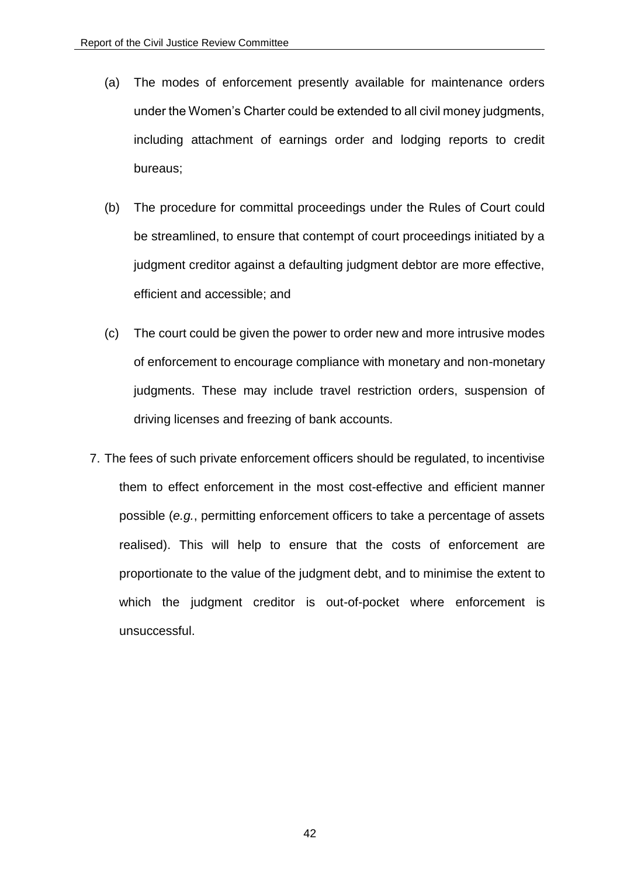(a) The modes of enforcement presently available for maintenance orders under the Women's Charter could be extended to all civil money judgments, including attachment of earnings order and lodging reports to credit bureaus;

(b) The procedure for committal proceedings under the Rules of Court could be streamlined, to ensure that contempt of court proceedings initiated by a judgment creditor against a defaulting judgment debtor are more effective, efficient and accessible; and

(c) The court could be given the power to order new and more intrusive modes of enforcement to encourage compliance with monetary and non-monetary judgments. These may include travel restriction orders, suspension of driving licenses and freezing of bank accounts.

7. The fees of such private enforcement officers should be regulated, to incentivise them to effect enforcement in the most cost-effective and efficient manner possible (*e.g.*, permitting enforcement officers to take a percentage of assets realised). This will help to ensure that the costs of enforcement are proportionate to the value of the judgment debt, and to minimise the extent to which the judgment creditor is out-of-pocket where enforcement is unsuccessful.